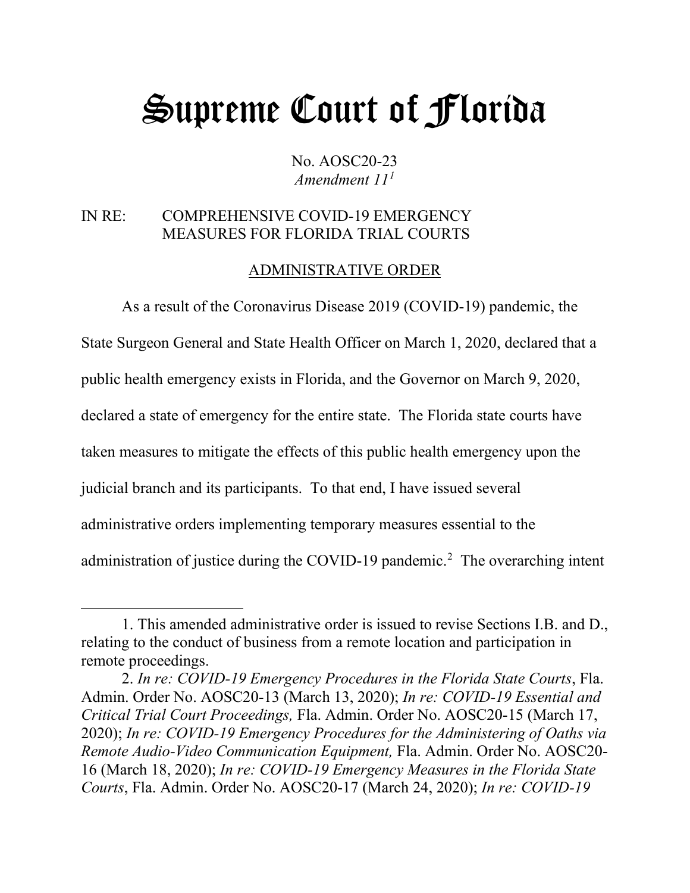# Supreme Court of Florida

No. AOSC20-23
*Amendment 11*[1]

IN RE: COMPREHENSIVE COVID-19 EMERGENCY MEASURES FOR FLORIDA TRIAL COURTS

ADMINISTRATIVE ORDER

As a result of the Coronavirus Disease 2019 (COVID-19) pandemic, the State Surgeon General and State Health Officer on March 1, 2020, declared that a public health emergency exists in Florida, and the Governor on March 9, 2020, declared a state of emergency for the entire state. The Florida state courts have taken measures to mitigate the effects of this public health emergency upon the judicial branch and its participants. To that end, I have issued several administrative orders implementing temporary measures essential to the administration of justice during the COVID-19 pandemic.[2] The overarching intent

---

1. This amended administrative order is issued to revise Sections I.B. and D., relating to the conduct of business from a remote location and participation in remote proceedings.

2. *In re: COVID-19 Emergency Procedures in the Florida State Courts*, Fla. Admin. Order No. AOSC20-13 (March 13, 2020); *In re: COVID-19 Essential and Critical Trial Court Proceedings,* Fla. Admin. Order No. AOSC20-15 (March 17, 2020); *In re: COVID-19 Emergency Procedures for the Administering of Oaths via Remote Audio-Video Communication Equipment,* Fla. Admin. Order No. AOSC20-16 (March 18, 2020); *In re: COVID-19 Emergency Measures in the Florida State Courts*, Fla. Admin. Order No. AOSC20-17 (March 24, 2020); *In re: COVID-19*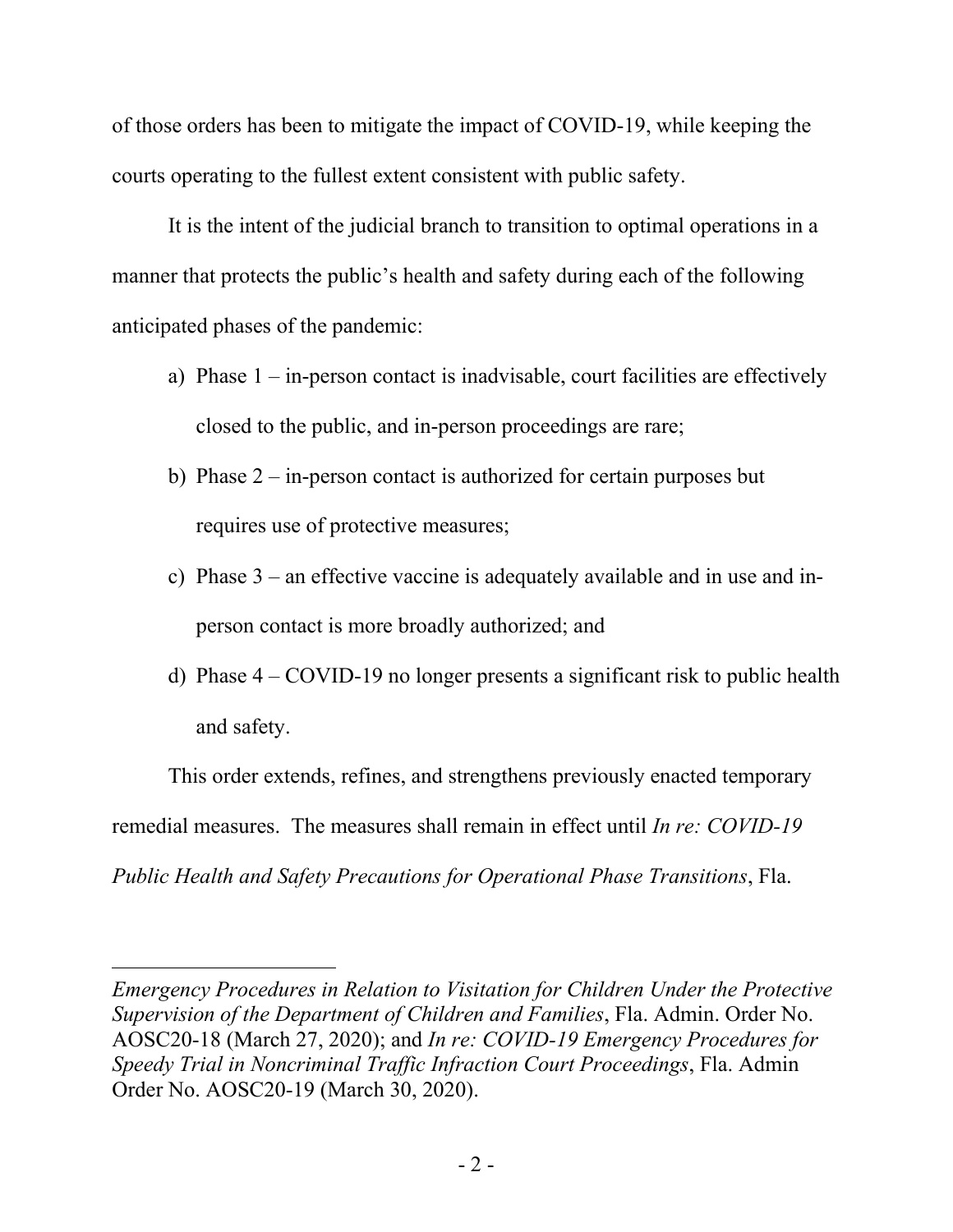of those orders has been to mitigate the impact of COVID-19, while keeping the courts operating to the fullest extent consistent with public safety.

It is the intent of the judicial branch to transition to optimal operations in a manner that protects the public's health and safety during each of the following anticipated phases of the pandemic:

a) Phase 1 – in-person contact is inadvisable, court facilities are effectively closed to the public, and in-person proceedings are rare;

b) Phase 2 – in-person contact is authorized for certain purposes but requires use of protective measures;

c) Phase 3 – an effective vaccine is adequately available and in use and in-person contact is more broadly authorized; and

d) Phase 4 – COVID-19 no longer presents a significant risk to public health and safety.

This order extends, refines, and strengthens previously enacted temporary remedial measures. The measures shall remain in effect until *In re: COVID-19 Public Health and Safety Precautions for Operational Phase Transitions*, Fla.

---

*Emergency Procedures in Relation to Visitation for Children Under the Protective Supervision of the Department of Children and Families*, Fla. Admin. Order No. AOSC20-18 (March 27, 2020); and *In re: COVID-19 Emergency Procedures for Speedy Trial in Noncriminal Traffic Infraction Court Proceedings*, Fla. Admin Order No. AOSC20-19 (March 30, 2020).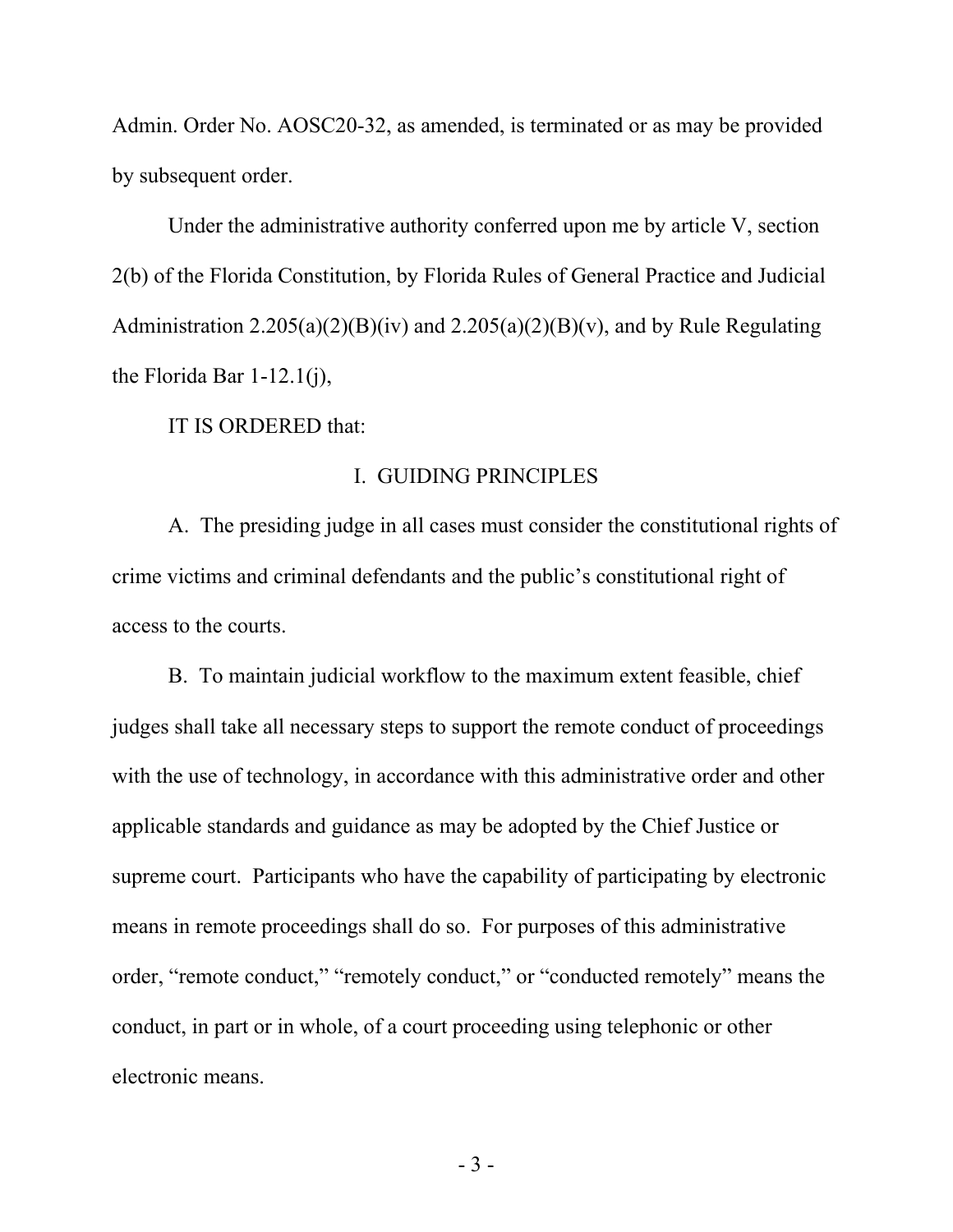Admin. Order No. AOSC20-32, as amended, is terminated or as may be provided by subsequent order.

Under the administrative authority conferred upon me by article V, section 2(b) of the Florida Constitution, by Florida Rules of General Practice and Judicial Administration 2.205(a)(2)(B)(iv) and 2.205(a)(2)(B)(v), and by Rule Regulating the Florida Bar 1-12.1(j),

IT IS ORDERED that:

## I. GUIDING PRINCIPLES

A. The presiding judge in all cases must consider the constitutional rights of crime victims and criminal defendants and the public's constitutional right of access to the courts.

B. To maintain judicial workflow to the maximum extent feasible, chief judges shall take all necessary steps to support the remote conduct of proceedings with the use of technology, in accordance with this administrative order and other applicable standards and guidance as may be adopted by the Chief Justice or supreme court. Participants who have the capability of participating by electronic means in remote proceedings shall do so. For purposes of this administrative order, "remote conduct," "remotely conduct," or "conducted remotely" means the conduct, in part or in whole, of a court proceeding using telephonic or other electronic means.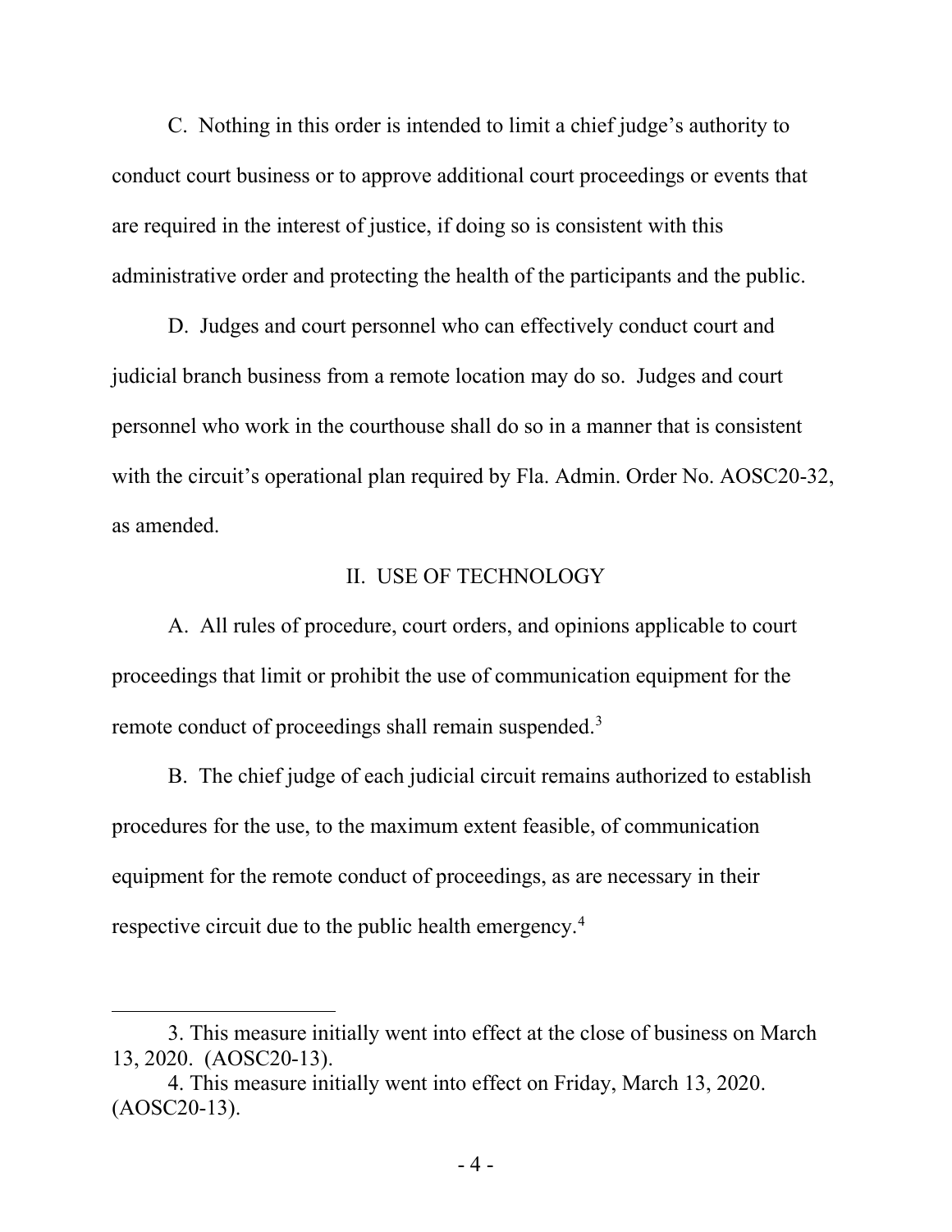C. Nothing in this order is intended to limit a chief judge's authority to conduct court business or to approve additional court proceedings or events that are required in the interest of justice, if doing so is consistent with this administrative order and protecting the health of the participants and the public.

D. Judges and court personnel who can effectively conduct court and judicial branch business from a remote location may do so. Judges and court personnel who work in the courthouse shall do so in a manner that is consistent with the circuit's operational plan required by Fla. Admin. Order No. AOSC20-32, as amended.

## II. USE OF TECHNOLOGY

A. All rules of procedure, court orders, and opinions applicable to court proceedings that limit or prohibit the use of communication equipment for the remote conduct of proceedings shall remain suspended.[3]

B. The chief judge of each judicial circuit remains authorized to establish procedures for the use, to the maximum extent feasible, of communication equipment for the remote conduct of proceedings, as are necessary in their respective circuit due to the public health emergency.[4]

---

3. This measure initially went into effect at the close of business on March 13, 2020. (AOSC20-13).

4. This measure initially went into effect on Friday, March 13, 2020. (AOSC20-13).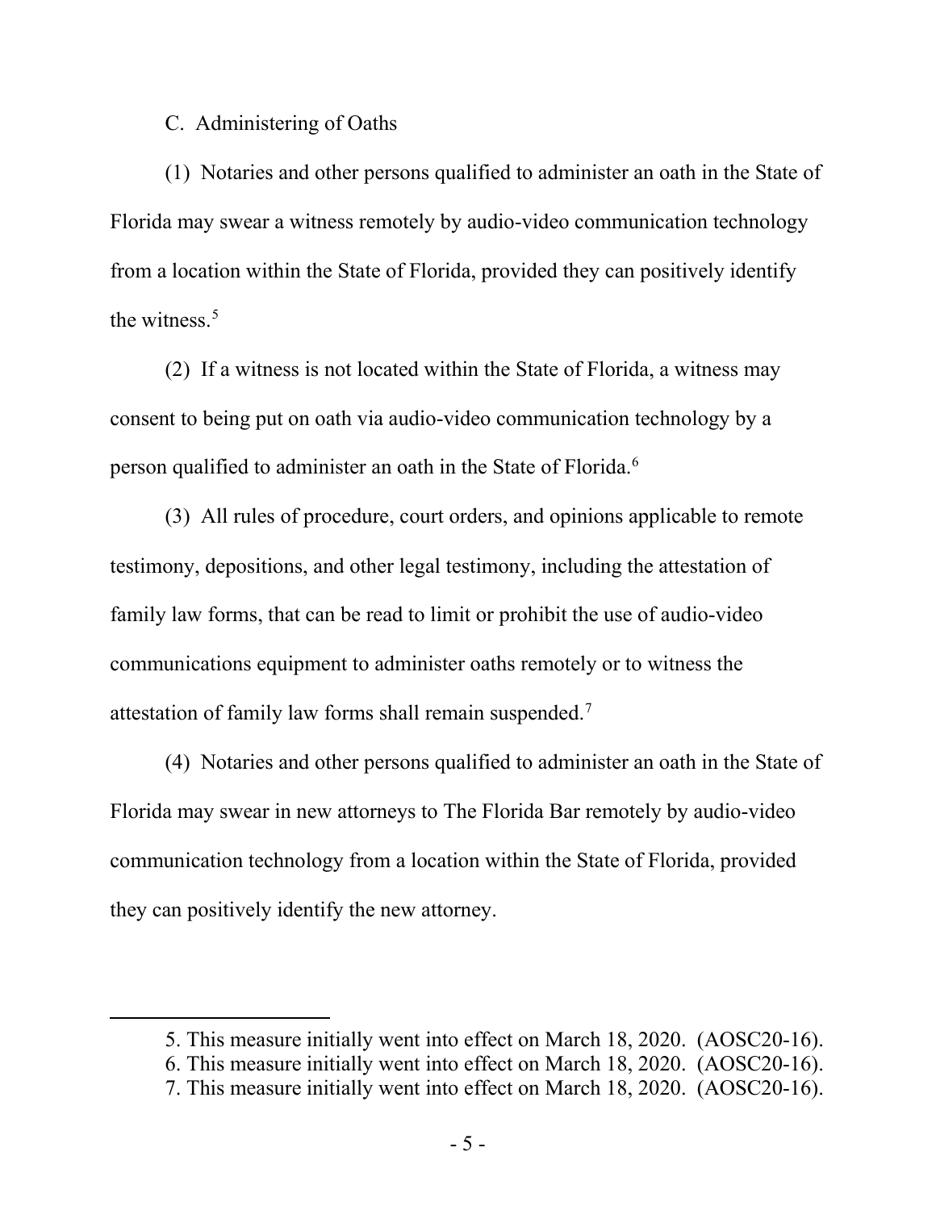### C. Administering of Oaths

(1) Notaries and other persons qualified to administer an oath in the State of Florida may swear a witness remotely by audio-video communication technology from a location within the State of Florida, provided they can positively identify the witness.[5]

(2) If a witness is not located within the State of Florida, a witness may consent to being put on oath via audio-video communication technology by a person qualified to administer an oath in the State of Florida.[6]

(3) All rules of procedure, court orders, and opinions applicable to remote testimony, depositions, and other legal testimony, including the attestation of family law forms, that can be read to limit or prohibit the use of audio-video communications equipment to administer oaths remotely or to witness the attestation of family law forms shall remain suspended.[7]

(4) Notaries and other persons qualified to administer an oath in the State of Florida may swear in new attorneys to The Florida Bar remotely by audio-video communication technology from a location within the State of Florida, provided they can positively identify the new attorney.

---

5. This measure initially went into effect on March 18, 2020. (AOSC20-16).
6. This measure initially went into effect on March 18, 2020. (AOSC20-16).
7. This measure initially went into effect on March 18, 2020. (AOSC20-16).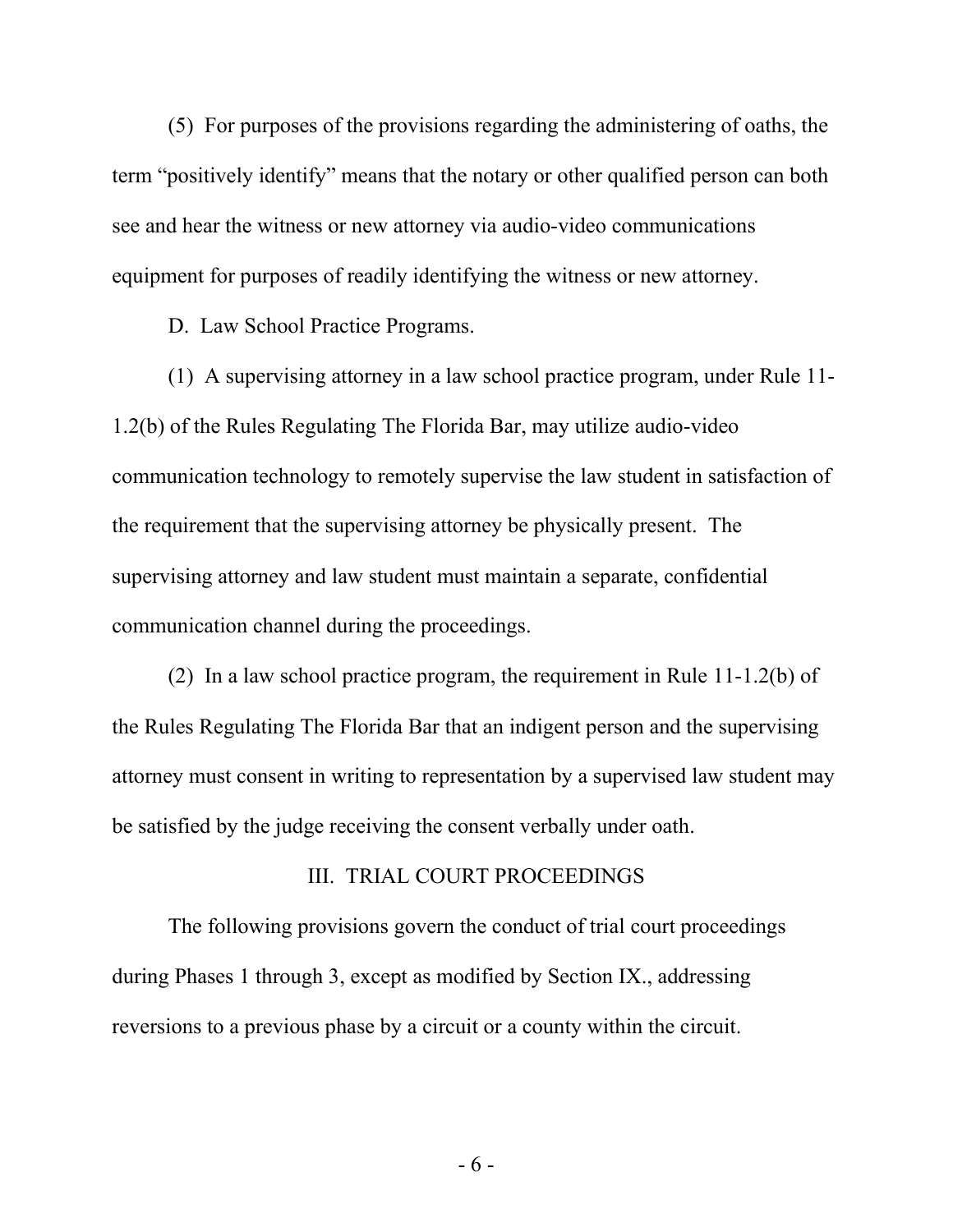(5) For purposes of the provisions regarding the administering of oaths, the term "positively identify" means that the notary or other qualified person can both see and hear the witness or new attorney via audio-video communications equipment for purposes of readily identifying the witness or new attorney.

D. Law School Practice Programs.

(1) A supervising attorney in a law school practice program, under Rule 11-1.2(b) of the Rules Regulating The Florida Bar, may utilize audio-video communication technology to remotely supervise the law student in satisfaction of the requirement that the supervising attorney be physically present. The supervising attorney and law student must maintain a separate, confidential communication channel during the proceedings.

(2) In a law school practice program, the requirement in Rule 11-1.2(b) of the Rules Regulating The Florida Bar that an indigent person and the supervising attorney must consent in writing to representation by a supervised law student may be satisfied by the judge receiving the consent verbally under oath.

## III. TRIAL COURT PROCEEDINGS

The following provisions govern the conduct of trial court proceedings during Phases 1 through 3, except as modified by Section IX., addressing reversions to a previous phase by a circuit or a county within the circuit.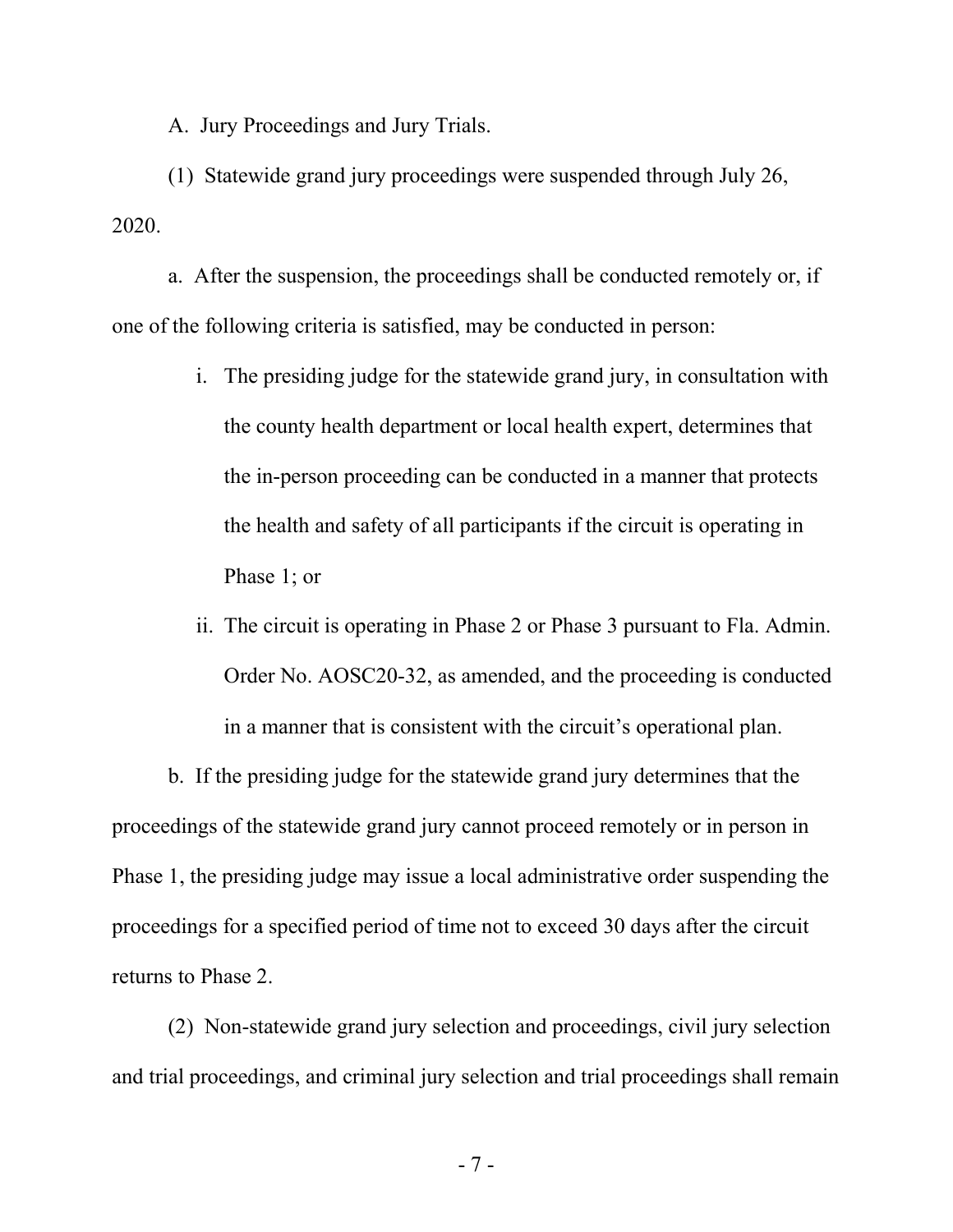A. Jury Proceedings and Jury Trials.

(1) Statewide grand jury proceedings were suspended through July 26, 2020.

a. After the suspension, the proceedings shall be conducted remotely or, if one of the following criteria is satisfied, may be conducted in person:

i. The presiding judge for the statewide grand jury, in consultation with the county health department or local health expert, determines that the in-person proceeding can be conducted in a manner that protects the health and safety of all participants if the circuit is operating in Phase 1; or

ii. The circuit is operating in Phase 2 or Phase 3 pursuant to Fla. Admin. Order No. AOSC20-32, as amended, and the proceeding is conducted in a manner that is consistent with the circuit's operational plan.

b. If the presiding judge for the statewide grand jury determines that the proceedings of the statewide grand jury cannot proceed remotely or in person in Phase 1, the presiding judge may issue a local administrative order suspending the proceedings for a specified period of time not to exceed 30 days after the circuit returns to Phase 2.

(2) Non-statewide grand jury selection and proceedings, civil jury selection and trial proceedings, and criminal jury selection and trial proceedings shall remain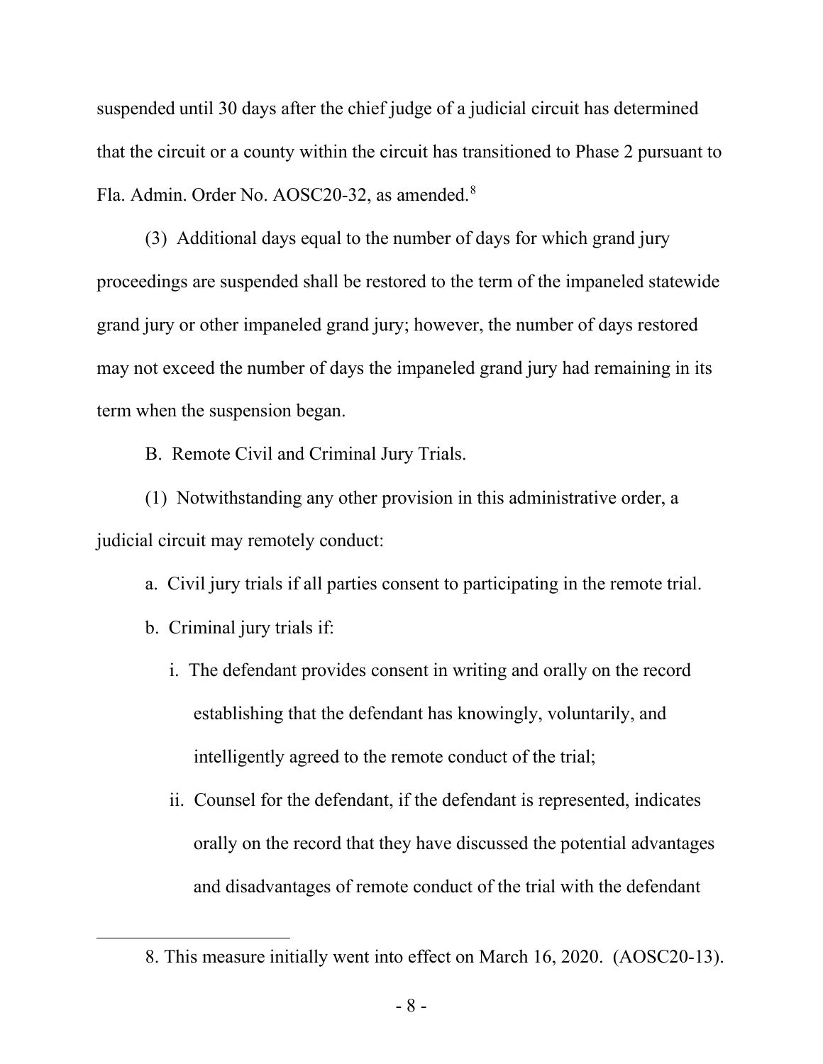suspended until 30 days after the chief judge of a judicial circuit has determined that the circuit or a county within the circuit has transitioned to Phase 2 pursuant to Fla. Admin. Order No. AOSC20-32, as amended.[8]

(3) Additional days equal to the number of days for which grand jury proceedings are suspended shall be restored to the term of the impaneled statewide grand jury or other impaneled grand jury; however, the number of days restored may not exceed the number of days the impaneled grand jury had remaining in its term when the suspension began.

B. Remote Civil and Criminal Jury Trials.

(1) Notwithstanding any other provision in this administrative order, a judicial circuit may remotely conduct:

a. Civil jury trials if all parties consent to participating in the remote trial.

b. Criminal jury trials if:

i. The defendant provides consent in writing and orally on the record establishing that the defendant has knowingly, voluntarily, and intelligently agreed to the remote conduct of the trial;

ii. Counsel for the defendant, if the defendant is represented, indicates orally on the record that they have discussed the potential advantages and disadvantages of remote conduct of the trial with the defendant

---

8. This measure initially went into effect on March 16, 2020. (AOSC20-13).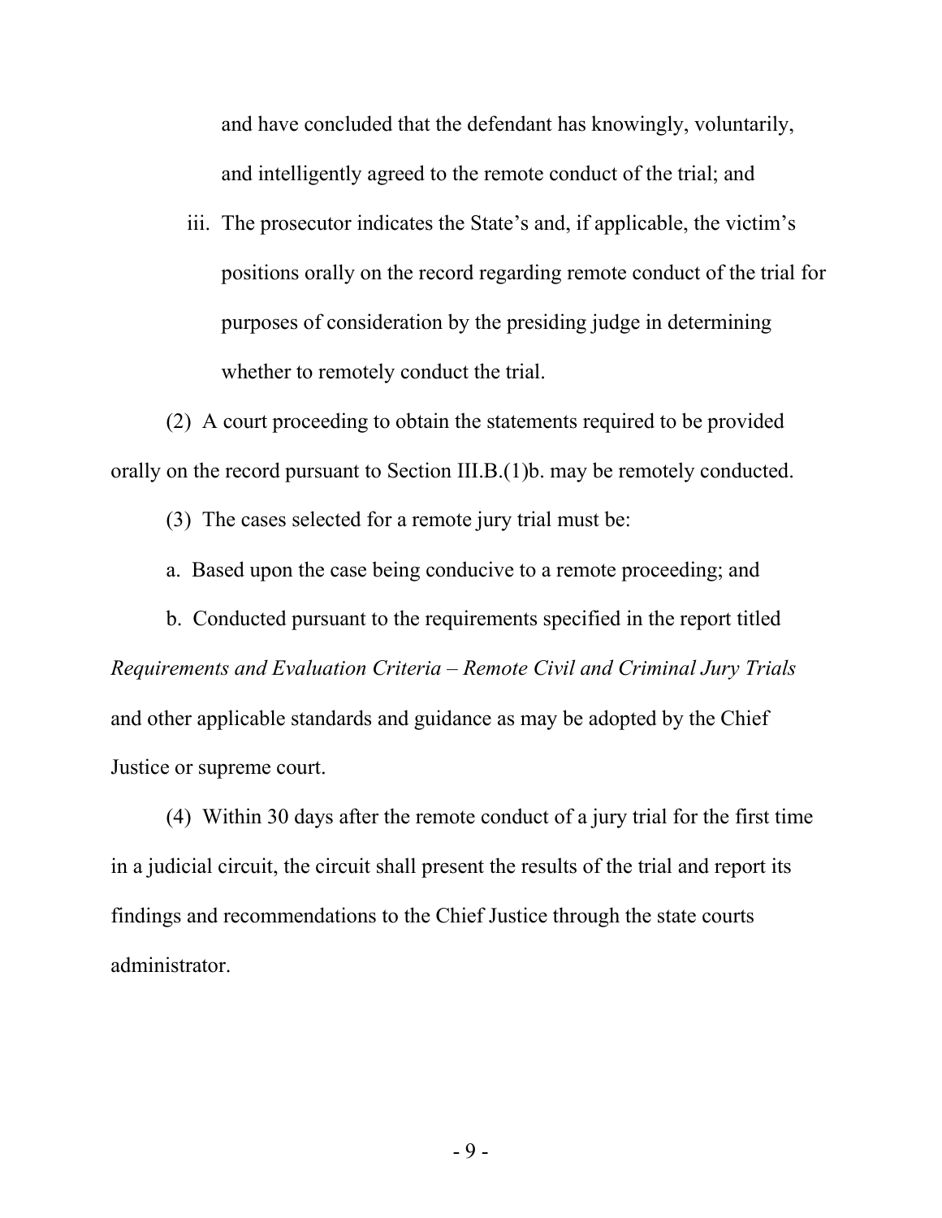and have concluded that the defendant has knowingly, voluntarily, and intelligently agreed to the remote conduct of the trial; and

iii. The prosecutor indicates the State's and, if applicable, the victim's positions orally on the record regarding remote conduct of the trial for purposes of consideration by the presiding judge in determining whether to remotely conduct the trial.

(2) A court proceeding to obtain the statements required to be provided orally on the record pursuant to Section III.B.(1)b. may be remotely conducted.

(3) The cases selected for a remote jury trial must be:

a. Based upon the case being conducive to a remote proceeding; and

b. Conducted pursuant to the requirements specified in the report titled *Requirements and Evaluation Criteria – Remote Civil and Criminal Jury Trials* and other applicable standards and guidance as may be adopted by the Chief Justice or supreme court.

(4) Within 30 days after the remote conduct of a jury trial for the first time in a judicial circuit, the circuit shall present the results of the trial and report its findings and recommendations to the Chief Justice through the state courts administrator.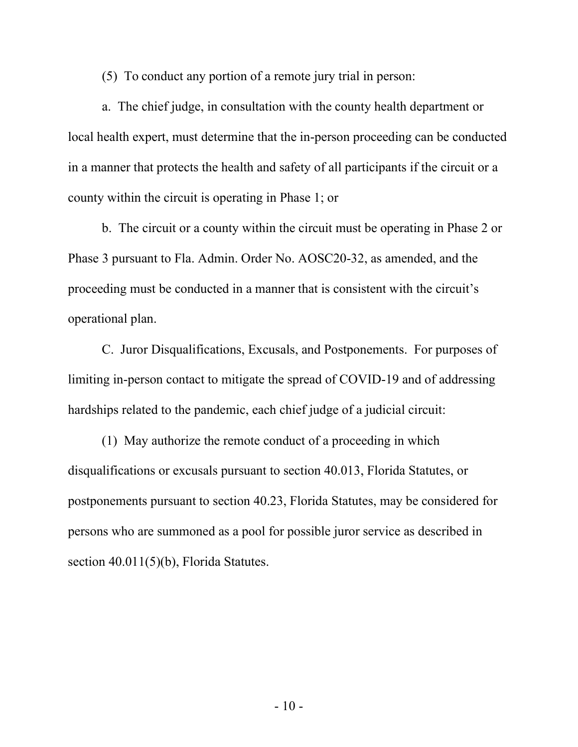(5) To conduct any portion of a remote jury trial in person:

a. The chief judge, in consultation with the county health department or local health expert, must determine that the in-person proceeding can be conducted in a manner that protects the health and safety of all participants if the circuit or a county within the circuit is operating in Phase 1; or

b. The circuit or a county within the circuit must be operating in Phase 2 or Phase 3 pursuant to Fla. Admin. Order No. AOSC20-32, as amended, and the proceeding must be conducted in a manner that is consistent with the circuit's operational plan.

C. Juror Disqualifications, Excusals, and Postponements. For purposes of limiting in-person contact to mitigate the spread of COVID-19 and of addressing hardships related to the pandemic, each chief judge of a judicial circuit:

(1) May authorize the remote conduct of a proceeding in which disqualifications or excusals pursuant to section 40.013, Florida Statutes, or postponements pursuant to section 40.23, Florida Statutes, may be considered for persons who are summoned as a pool for possible juror service as described in section 40.011(5)(b), Florida Statutes.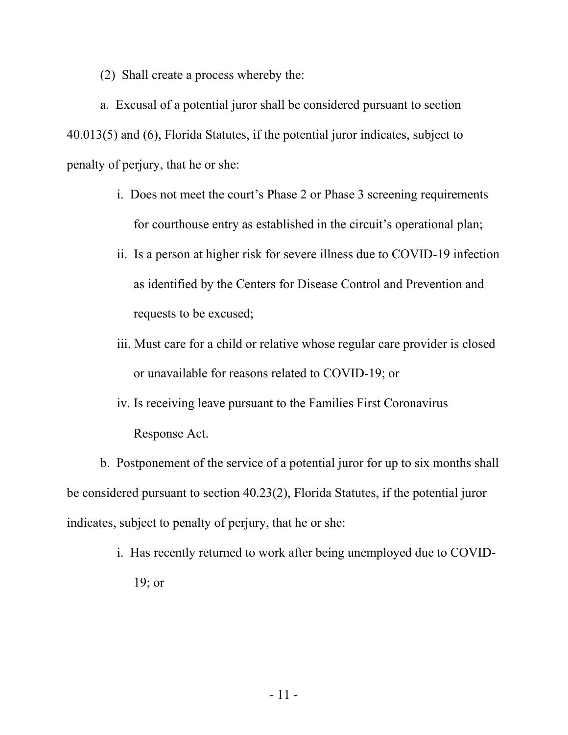(2) Shall create a process whereby the:

a. Excusal of a potential juror shall be considered pursuant to section 40.013(5) and (6), Florida Statutes, if the potential juror indicates, subject to penalty of perjury, that he or she:

> i. Does not meet the court's Phase 2 or Phase 3 screening requirements for courthouse entry as established in the circuit's operational plan;
>
> ii. Is a person at higher risk for severe illness due to COVID-19 infection as identified by the Centers for Disease Control and Prevention and requests to be excused;
>
> iii. Must care for a child or relative whose regular care provider is closed or unavailable for reasons related to COVID-19; or
>
> iv. Is receiving leave pursuant to the Families First Coronavirus Response Act.

b. Postponement of the service of a potential juror for up to six months shall be considered pursuant to section 40.23(2), Florida Statutes, if the potential juror indicates, subject to penalty of perjury, that he or she:

> i. Has recently returned to work after being unemployed due to COVID-19; or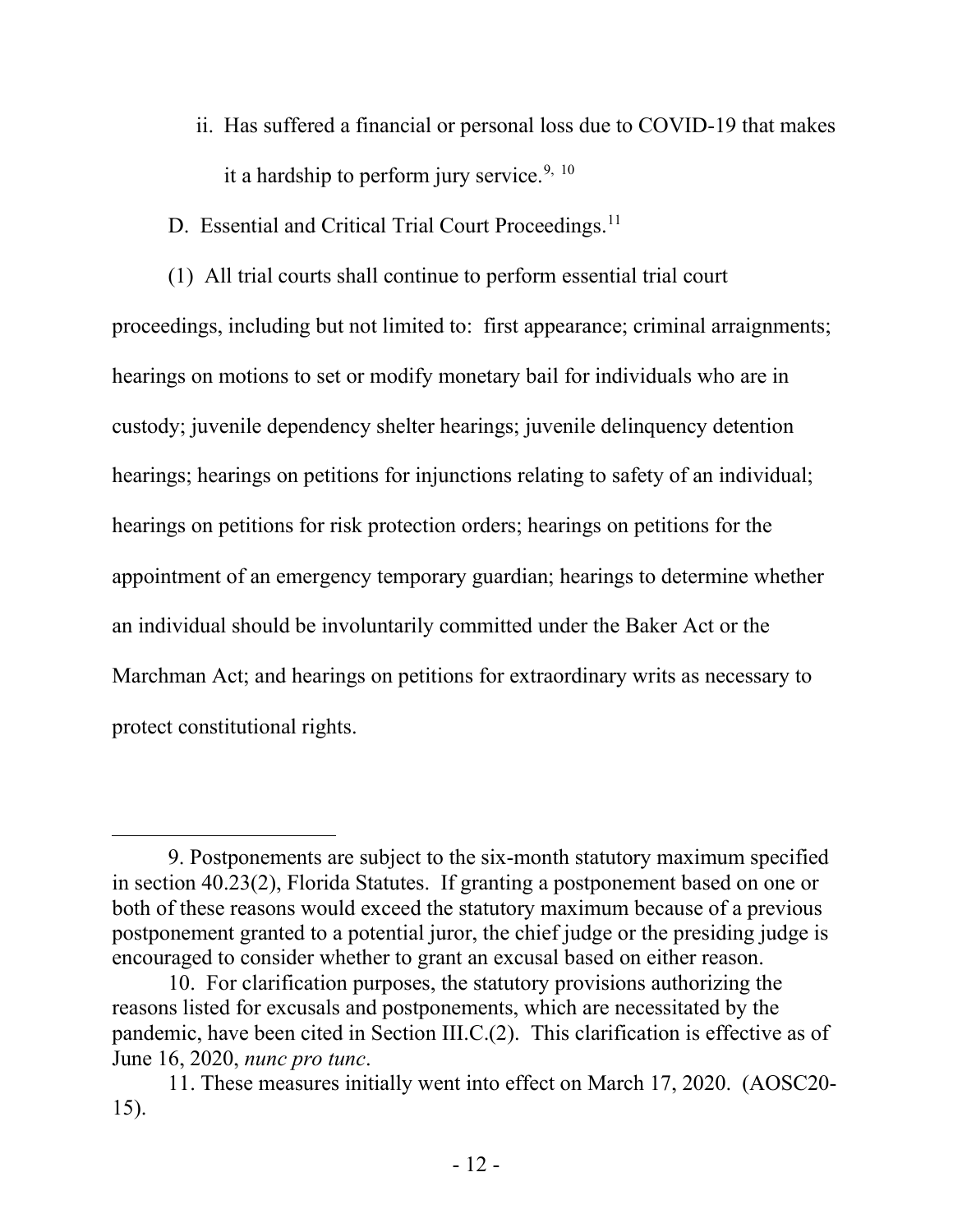ii. Has suffered a financial or personal loss due to COVID-19 that makes it a hardship to perform jury service.[9, 10]

D. Essential and Critical Trial Court Proceedings.[11]

(1) All trial courts shall continue to perform essential trial court proceedings, including but not limited to: first appearance; criminal arraignments; hearings on motions to set or modify monetary bail for individuals who are in custody; juvenile dependency shelter hearings; juvenile delinquency detention hearings; hearings on petitions for injunctions relating to safety of an individual; hearings on petitions for risk protection orders; hearings on petitions for the appointment of an emergency temporary guardian; hearings to determine whether an individual should be involuntarily committed under the Baker Act or the Marchman Act; and hearings on petitions for extraordinary writs as necessary to protect constitutional rights.

---

9. Postponements are subject to the six-month statutory maximum specified in section 40.23(2), Florida Statutes. If granting a postponement based on one or both of these reasons would exceed the statutory maximum because of a previous postponement granted to a potential juror, the chief judge or the presiding judge is encouraged to consider whether to grant an excusal based on either reason.

10. For clarification purposes, the statutory provisions authorizing the reasons listed for excusals and postponements, which are necessitated by the pandemic, have been cited in Section III.C.(2). This clarification is effective as of June 16, 2020, *nunc pro tunc*.

11. These measures initially went into effect on March 17, 2020. (AOSC20-15).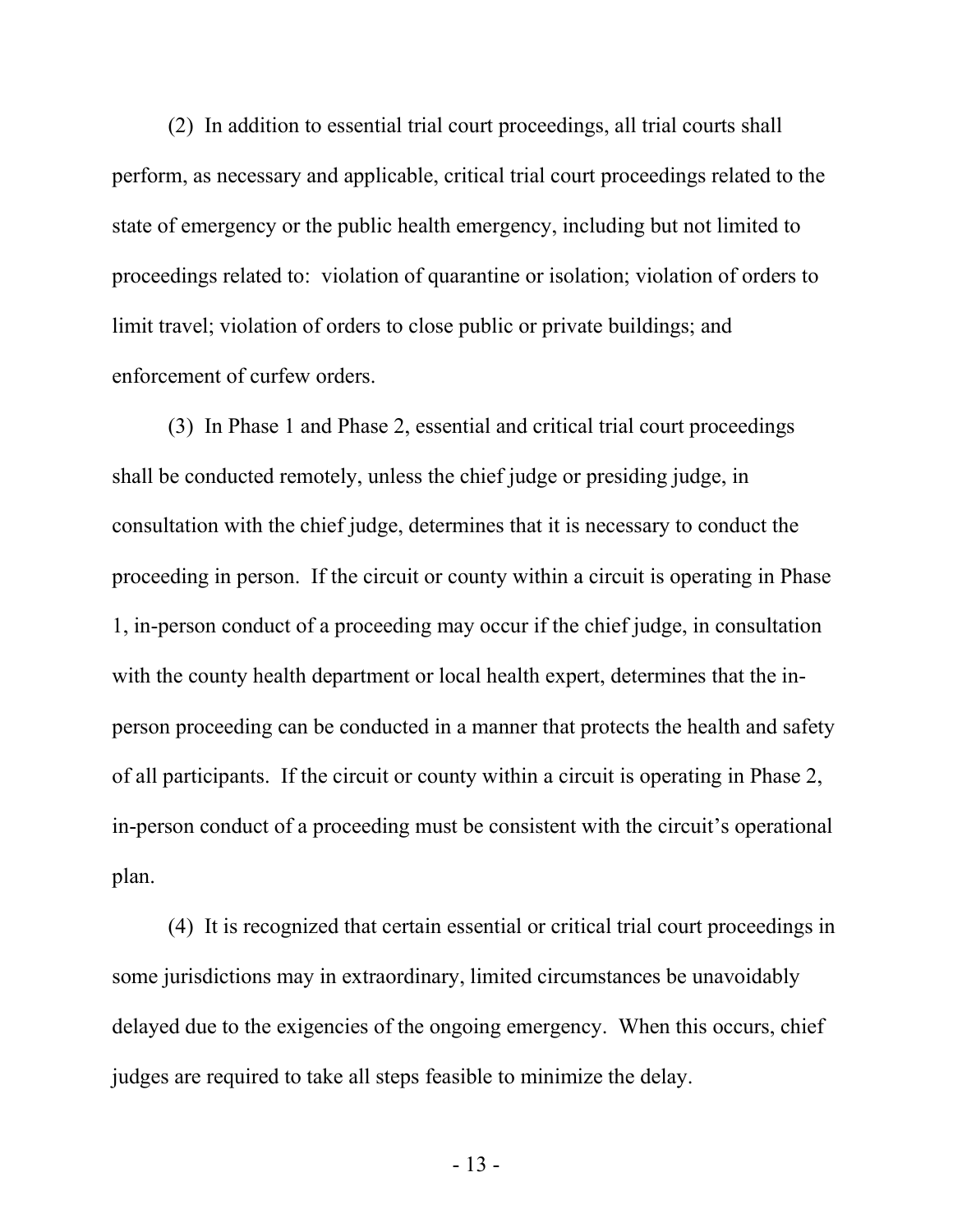(2) In addition to essential trial court proceedings, all trial courts shall perform, as necessary and applicable, critical trial court proceedings related to the state of emergency or the public health emergency, including but not limited to proceedings related to: violation of quarantine or isolation; violation of orders to limit travel; violation of orders to close public or private buildings; and enforcement of curfew orders.

(3) In Phase 1 and Phase 2, essential and critical trial court proceedings shall be conducted remotely, unless the chief judge or presiding judge, in consultation with the chief judge, determines that it is necessary to conduct the proceeding in person. If the circuit or county within a circuit is operating in Phase 1, in-person conduct of a proceeding may occur if the chief judge, in consultation with the county health department or local health expert, determines that the in-person proceeding can be conducted in a manner that protects the health and safety of all participants. If the circuit or county within a circuit is operating in Phase 2, in-person conduct of a proceeding must be consistent with the circuit's operational plan.

(4) It is recognized that certain essential or critical trial court proceedings in some jurisdictions may in extraordinary, limited circumstances be unavoidably delayed due to the exigencies of the ongoing emergency. When this occurs, chief judges are required to take all steps feasible to minimize the delay.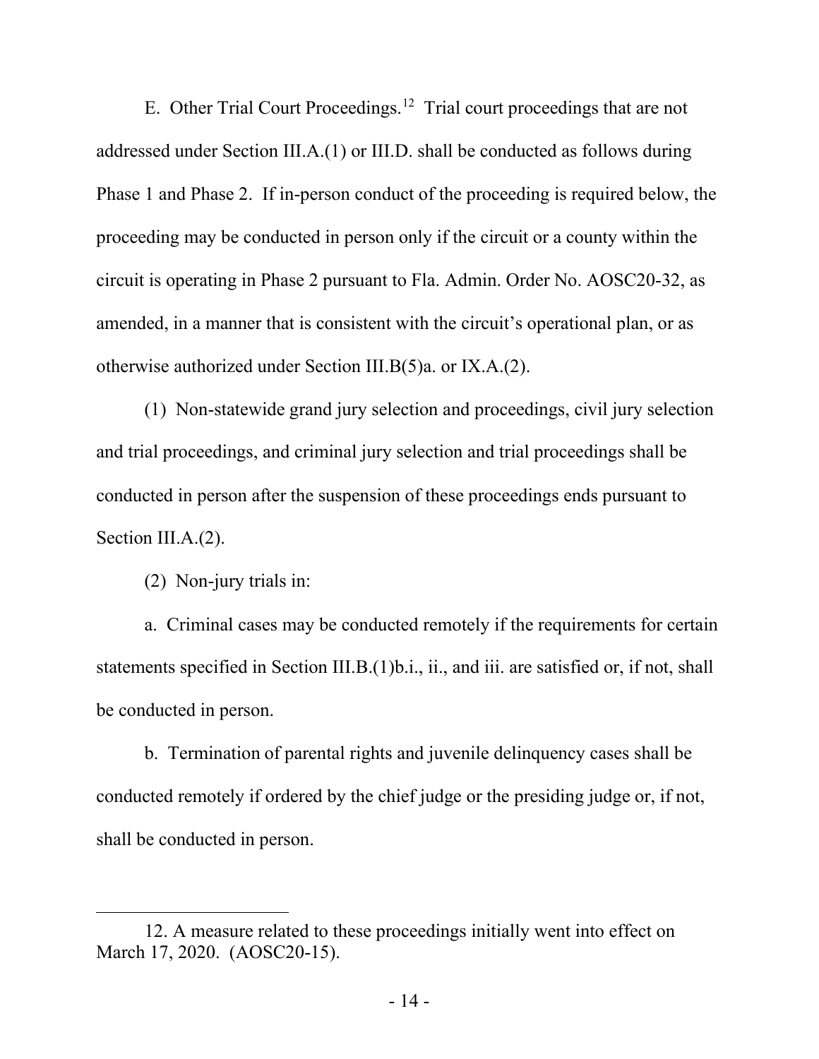E. Other Trial Court Proceedings.[12] Trial court proceedings that are not addressed under Section III.A.(1) or III.D. shall be conducted as follows during Phase 1 and Phase 2. If in-person conduct of the proceeding is required below, the proceeding may be conducted in person only if the circuit or a county within the circuit is operating in Phase 2 pursuant to Fla. Admin. Order No. AOSC20-32, as amended, in a manner that is consistent with the circuit's operational plan, or as otherwise authorized under Section III.B(5)a. or IX.A.(2).

(1) Non-statewide grand jury selection and proceedings, civil jury selection and trial proceedings, and criminal jury selection and trial proceedings shall be conducted in person after the suspension of these proceedings ends pursuant to Section III.A.(2).

(2) Non-jury trials in:

a. Criminal cases may be conducted remotely if the requirements for certain statements specified in Section III.B.(1)b.i., ii., and iii. are satisfied or, if not, shall be conducted in person.

b. Termination of parental rights and juvenile delinquency cases shall be conducted remotely if ordered by the chief judge or the presiding judge or, if not, shall be conducted in person.

---

12. A measure related to these proceedings initially went into effect on March 17, 2020. (AOSC20-15).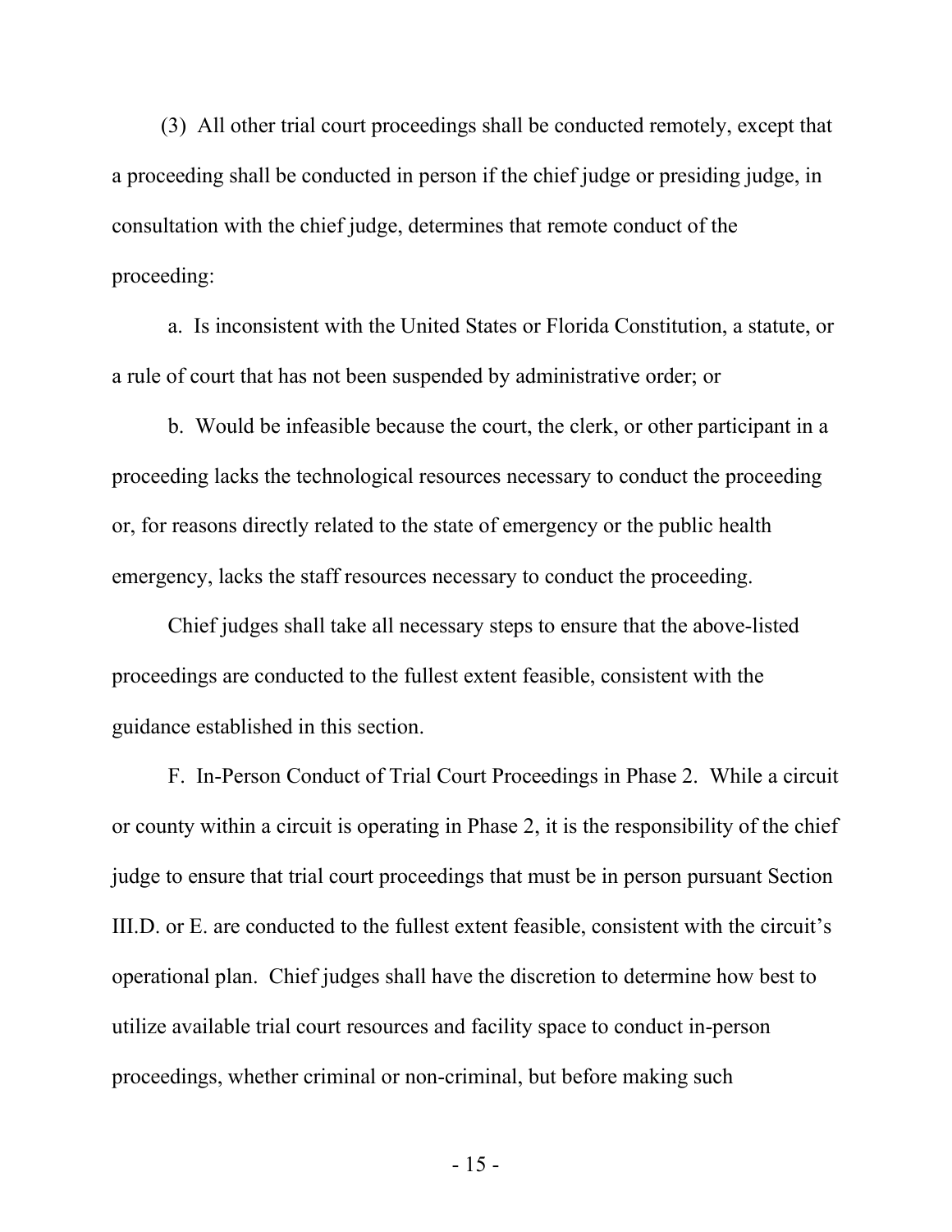(3) All other trial court proceedings shall be conducted remotely, except that a proceeding shall be conducted in person if the chief judge or presiding judge, in consultation with the chief judge, determines that remote conduct of the proceeding:

a. Is inconsistent with the United States or Florida Constitution, a statute, or a rule of court that has not been suspended by administrative order; or

b. Would be infeasible because the court, the clerk, or other participant in a proceeding lacks the technological resources necessary to conduct the proceeding or, for reasons directly related to the state of emergency or the public health emergency, lacks the staff resources necessary to conduct the proceeding.

Chief judges shall take all necessary steps to ensure that the above-listed proceedings are conducted to the fullest extent feasible, consistent with the guidance established in this section.

F. In-Person Conduct of Trial Court Proceedings in Phase 2. While a circuit or county within a circuit is operating in Phase 2, it is the responsibility of the chief judge to ensure that trial court proceedings that must be in person pursuant Section III.D. or E. are conducted to the fullest extent feasible, consistent with the circuit's operational plan. Chief judges shall have the discretion to determine how best to utilize available trial court resources and facility space to conduct in-person proceedings, whether criminal or non-criminal, but before making such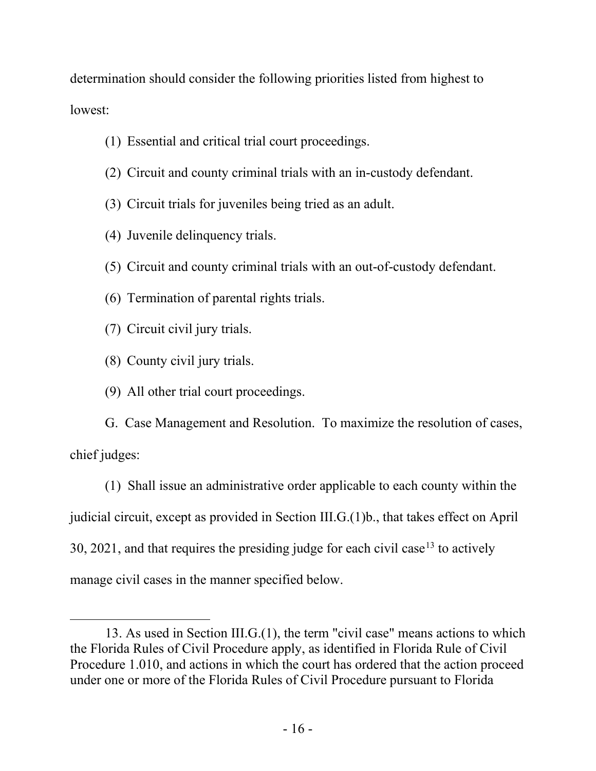determination should consider the following priorities listed from highest to lowest:

(1) Essential and critical trial court proceedings.

(2) Circuit and county criminal trials with an in-custody defendant.

(3) Circuit trials for juveniles being tried as an adult.

(4) Juvenile delinquency trials.

(5) Circuit and county criminal trials with an out-of-custody defendant.

(6) Termination of parental rights trials.

(7) Circuit civil jury trials.

(8) County civil jury trials.

(9) All other trial court proceedings.

G. Case Management and Resolution. To maximize the resolution of cases, chief judges:

(1) Shall issue an administrative order applicable to each county within the judicial circuit, except as provided in Section III.G.(1)b., that takes effect on April 30, 2021, and that requires the presiding judge for each civil case[13] to actively manage civil cases in the manner specified below.

---

13. As used in Section III.G.(1), the term "civil case" means actions to which the Florida Rules of Civil Procedure apply, as identified in Florida Rule of Civil Procedure 1.010, and actions in which the court has ordered that the action proceed under one or more of the Florida Rules of Civil Procedure pursuant to Florida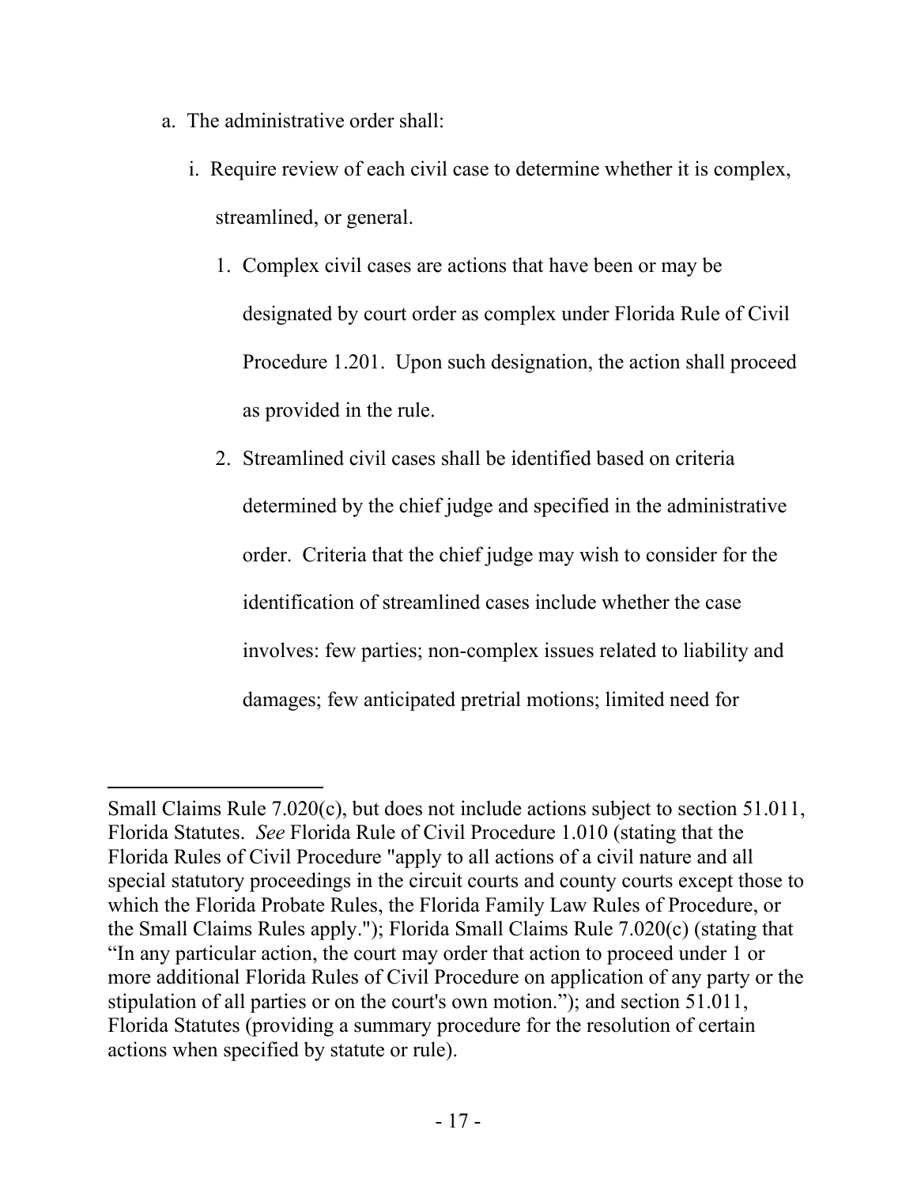a. The administrative order shall:

   i. Require review of each civil case to determine whether it is complex, streamlined, or general.

      1. Complex civil cases are actions that have been or may be designated by court order as complex under Florida Rule of Civil Procedure 1.201. Upon such designation, the action shall proceed as provided in the rule.

      2. Streamlined civil cases shall be identified based on criteria determined by the chief judge and specified in the administrative order. Criteria that the chief judge may wish to consider for the identification of streamlined cases include whether the case involves: few parties; non-complex issues related to liability and damages; few anticipated pretrial motions; limited need for

---

Small Claims Rule 7.020(c), but does not include actions subject to section 51.011, Florida Statutes. *See* Florida Rule of Civil Procedure 1.010 (stating that the Florida Rules of Civil Procedure "apply to all actions of a civil nature and all special statutory proceedings in the circuit courts and county courts except those to which the Florida Probate Rules, the Florida Family Law Rules of Procedure, or the Small Claims Rules apply."); Florida Small Claims Rule 7.020(c) (stating that "In any particular action, the court may order that action to proceed under 1 or more additional Florida Rules of Civil Procedure on application of any party or the stipulation of all parties or on the court's own motion."); and section 51.011, Florida Statutes (providing a summary procedure for the resolution of certain actions when specified by statute or rule).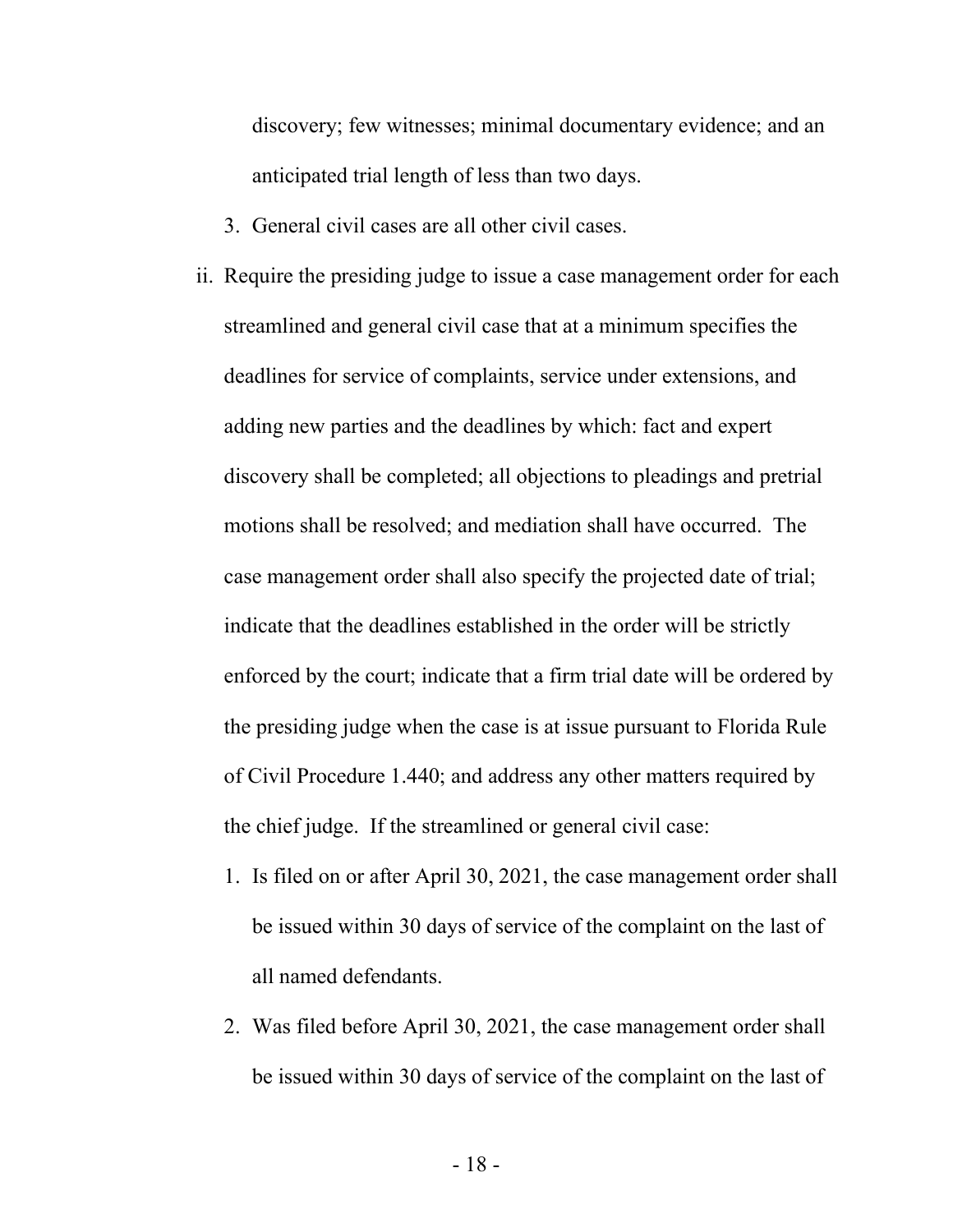discovery; few witnesses; minimal documentary evidence; and an anticipated trial length of less than two days.

3. General civil cases are all other civil cases.

ii. Require the presiding judge to issue a case management order for each streamlined and general civil case that at a minimum specifies the deadlines for service of complaints, service under extensions, and adding new parties and the deadlines by which: fact and expert discovery shall be completed; all objections to pleadings and pretrial motions shall be resolved; and mediation shall have occurred. The case management order shall also specify the projected date of trial; indicate that the deadlines established in the order will be strictly enforced by the court; indicate that a firm trial date will be ordered by the presiding judge when the case is at issue pursuant to Florida Rule of Civil Procedure 1.440; and address any other matters required by the chief judge. If the streamlined or general civil case:

   1. Is filed on or after April 30, 2021, the case management order shall be issued within 30 days of service of the complaint on the last of all named defendants.

   2. Was filed before April 30, 2021, the case management order shall be issued within 30 days of service of the complaint on the last of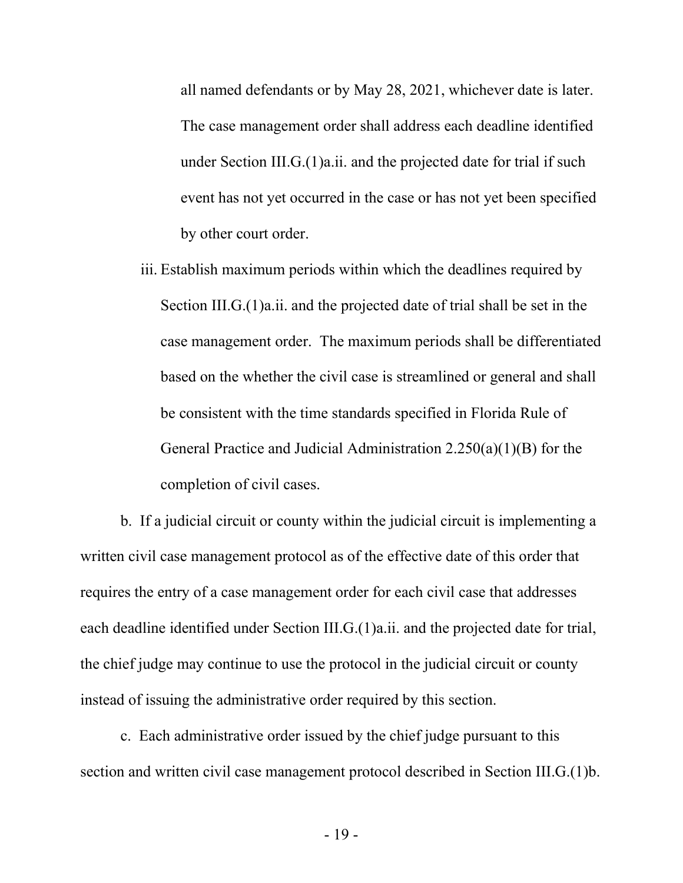all named defendants or by May 28, 2021, whichever date is later. The case management order shall address each deadline identified under Section III.G.(1)a.ii. and the projected date for trial if such event has not yet occurred in the case or has not yet been specified by other court order.

iii. Establish maximum periods within which the deadlines required by Section III.G.(1)a.ii. and the projected date of trial shall be set in the case management order. The maximum periods shall be differentiated based on the whether the civil case is streamlined or general and shall be consistent with the time standards specified in Florida Rule of General Practice and Judicial Administration 2.250(a)(1)(B) for the completion of civil cases.

b. If a judicial circuit or county within the judicial circuit is implementing a written civil case management protocol as of the effective date of this order that requires the entry of a case management order for each civil case that addresses each deadline identified under Section III.G.(1)a.ii. and the projected date for trial, the chief judge may continue to use the protocol in the judicial circuit or county instead of issuing the administrative order required by this section.

c. Each administrative order issued by the chief judge pursuant to this section and written civil case management protocol described in Section III.G.(1)b.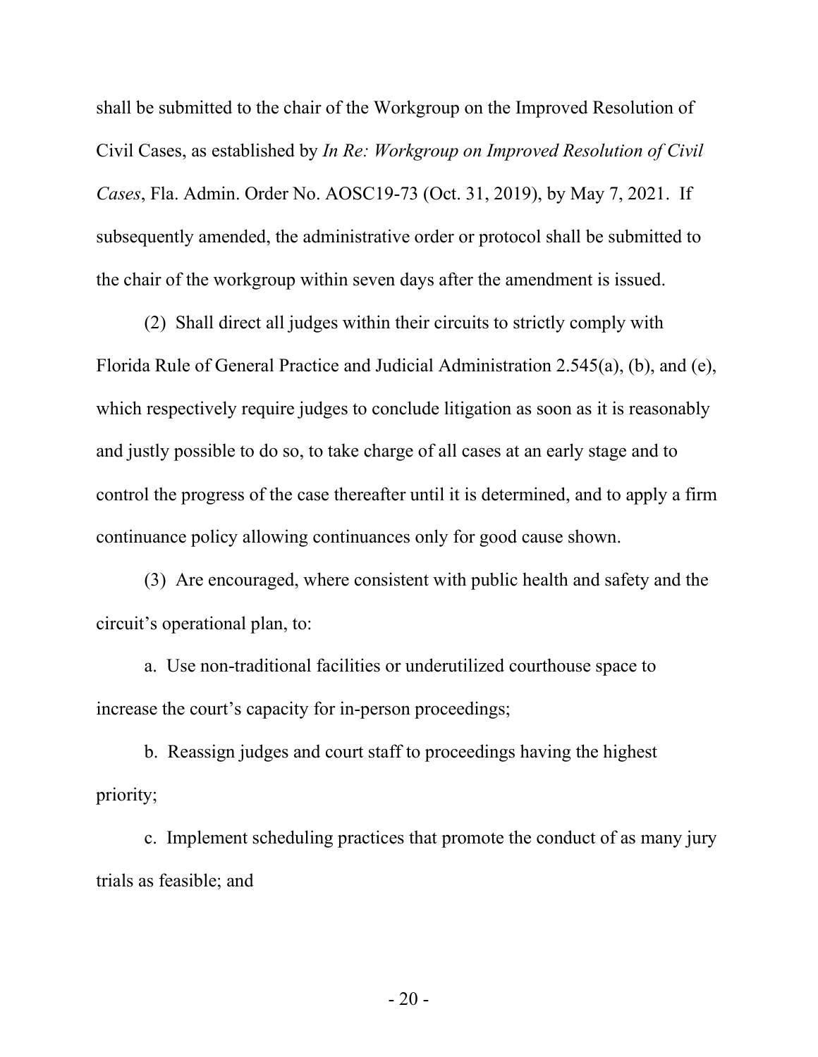shall be submitted to the chair of the Workgroup on the Improved Resolution of Civil Cases, as established by *In Re: Workgroup on Improved Resolution of Civil Cases*, Fla. Admin. Order No. AOSC19-73 (Oct. 31, 2019), by May 7, 2021. If subsequently amended, the administrative order or protocol shall be submitted to the chair of the workgroup within seven days after the amendment is issued.

(2) Shall direct all judges within their circuits to strictly comply with Florida Rule of General Practice and Judicial Administration 2.545(a), (b), and (e), which respectively require judges to conclude litigation as soon as it is reasonably and justly possible to do so, to take charge of all cases at an early stage and to control the progress of the case thereafter until it is determined, and to apply a firm continuance policy allowing continuances only for good cause shown.

(3) Are encouraged, where consistent with public health and safety and the circuit's operational plan, to:

a. Use non-traditional facilities or underutilized courthouse space to increase the court's capacity for in-person proceedings;

b. Reassign judges and court staff to proceedings having the highest priority;

c. Implement scheduling practices that promote the conduct of as many jury trials as feasible; and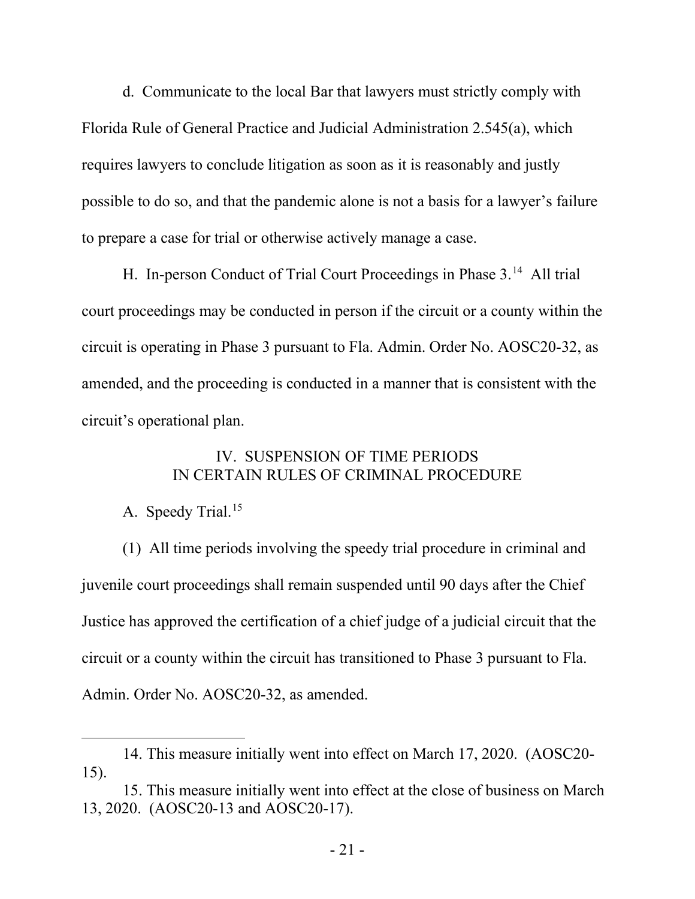d. Communicate to the local Bar that lawyers must strictly comply with Florida Rule of General Practice and Judicial Administration 2.545(a), which requires lawyers to conclude litigation as soon as it is reasonably and justly possible to do so, and that the pandemic alone is not a basis for a lawyer's failure to prepare a case for trial or otherwise actively manage a case.

H. In-person Conduct of Trial Court Proceedings in Phase 3.[14] All trial court proceedings may be conducted in person if the circuit or a county within the circuit is operating in Phase 3 pursuant to Fla. Admin. Order No. AOSC20-32, as amended, and the proceeding is conducted in a manner that is consistent with the circuit's operational plan.

## IV. SUSPENSION OF TIME PERIODS IN CERTAIN RULES OF CRIMINAL PROCEDURE

A. Speedy Trial.[15]

(1) All time periods involving the speedy trial procedure in criminal and juvenile court proceedings shall remain suspended until 90 days after the Chief Justice has approved the certification of a chief judge of a judicial circuit that the circuit or a county within the circuit has transitioned to Phase 3 pursuant to Fla. Admin. Order No. AOSC20-32, as amended.

---

14. This measure initially went into effect on March 17, 2020. (AOSC20-15).

15. This measure initially went into effect at the close of business on March 13, 2020. (AOSC20-13 and AOSC20-17).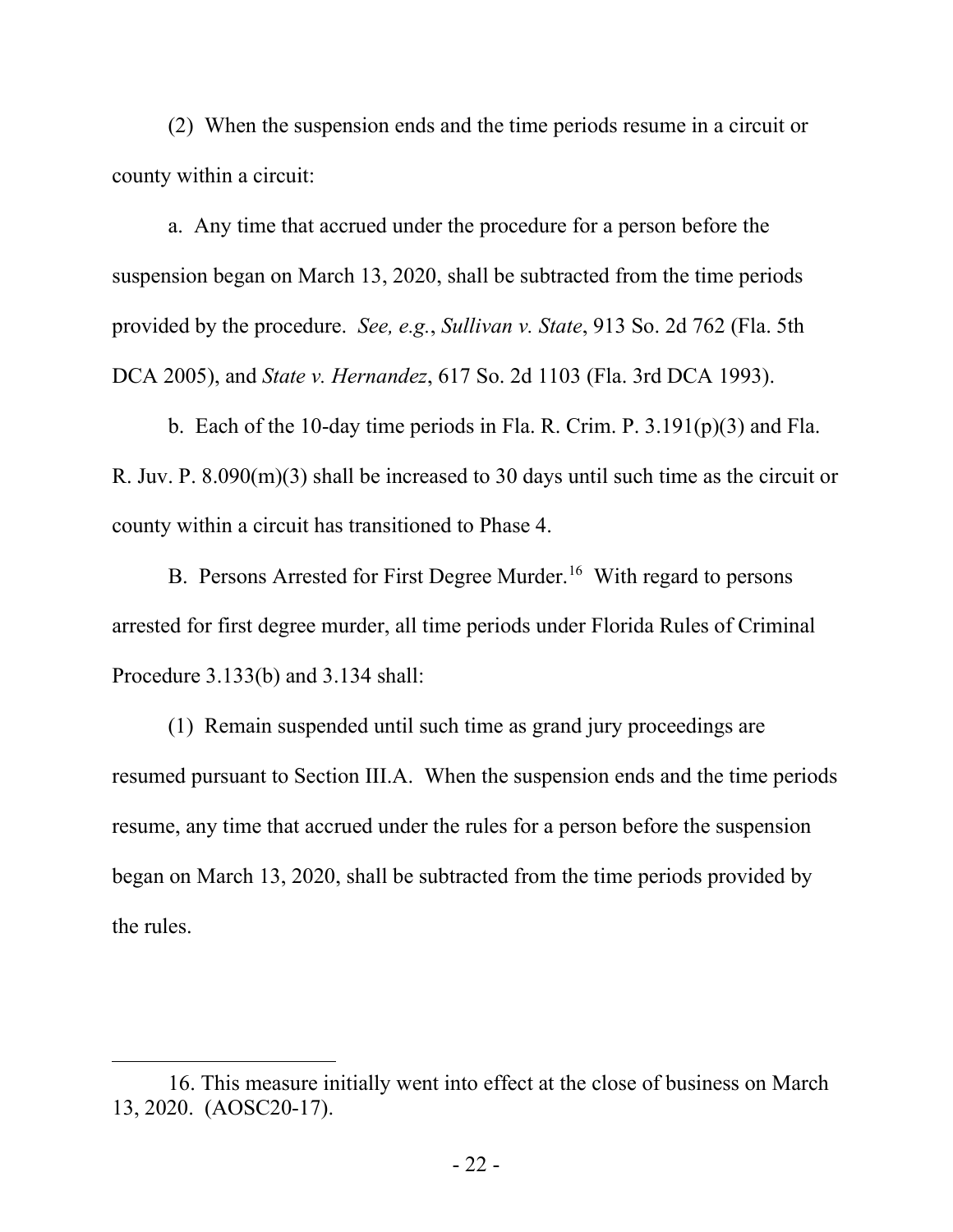(2) When the suspension ends and the time periods resume in a circuit or county within a circuit:

a. Any time that accrued under the procedure for a person before the suspension began on March 13, 2020, shall be subtracted from the time periods provided by the procedure. *See, e.g.*, *Sullivan v. State*, 913 So. 2d 762 (Fla. 5th DCA 2005), and *State v. Hernandez*, 617 So. 2d 1103 (Fla. 3rd DCA 1993).

b. Each of the 10-day time periods in Fla. R. Crim. P. 3.191(p)(3) and Fla. R. Juv. P. 8.090(m)(3) shall be increased to 30 days until such time as the circuit or county within a circuit has transitioned to Phase 4.

B. Persons Arrested for First Degree Murder.[16] With regard to persons arrested for first degree murder, all time periods under Florida Rules of Criminal Procedure 3.133(b) and 3.134 shall:

(1) Remain suspended until such time as grand jury proceedings are resumed pursuant to Section III.A. When the suspension ends and the time periods resume, any time that accrued under the rules for a person before the suspension began on March 13, 2020, shall be subtracted from the time periods provided by the rules.

---

16. This measure initially went into effect at the close of business on March 13, 2020. (AOSC20-17).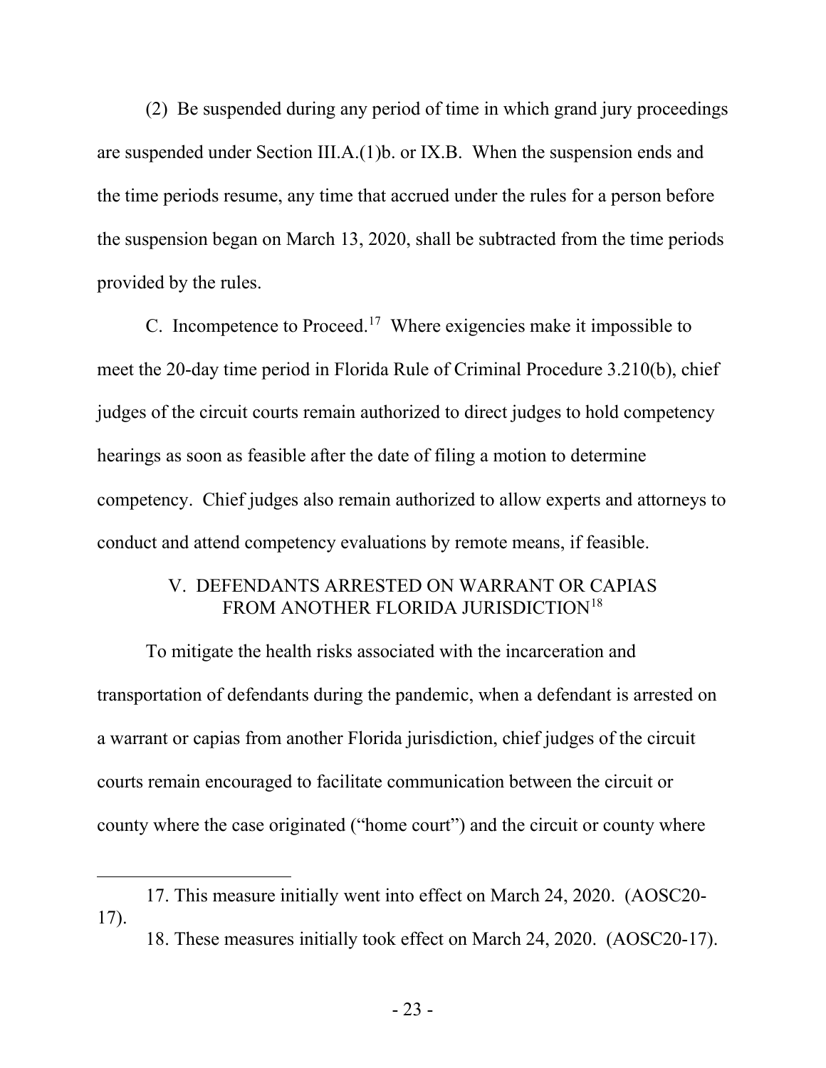(2) Be suspended during any period of time in which grand jury proceedings are suspended under Section III.A.(1)b. or IX.B. When the suspension ends and the time periods resume, any time that accrued under the rules for a person before the suspension began on March 13, 2020, shall be subtracted from the time periods provided by the rules.

C. Incompetence to Proceed.[17] Where exigencies make it impossible to meet the 20-day time period in Florida Rule of Criminal Procedure 3.210(b), chief judges of the circuit courts remain authorized to direct judges to hold competency hearings as soon as feasible after the date of filing a motion to determine competency. Chief judges also remain authorized to allow experts and attorneys to conduct and attend competency evaluations by remote means, if feasible.

## V. DEFENDANTS ARRESTED ON WARRANT OR CAPIAS FROM ANOTHER FLORIDA JURISDICTION[18]

To mitigate the health risks associated with the incarceration and transportation of defendants during the pandemic, when a defendant is arrested on a warrant or capias from another Florida jurisdiction, chief judges of the circuit courts remain encouraged to facilitate communication between the circuit or county where the case originated ("home court") and the circuit or county where

---

17. This measure initially went into effect on March 24, 2020. (AOSC20-17).

18. These measures initially took effect on March 24, 2020. (AOSC20-17).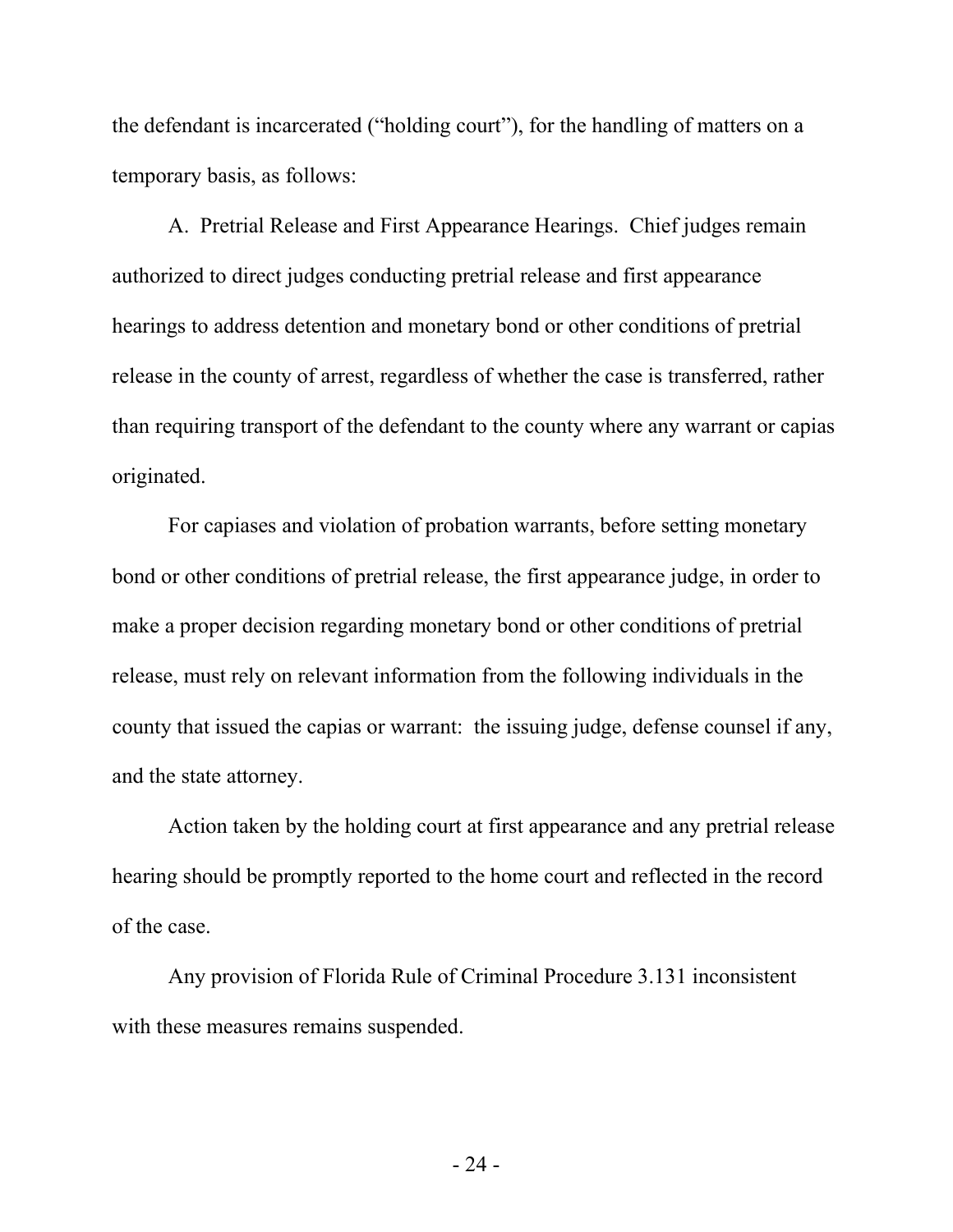the defendant is incarcerated ("holding court"), for the handling of matters on a temporary basis, as follows:

A. Pretrial Release and First Appearance Hearings. Chief judges remain authorized to direct judges conducting pretrial release and first appearance hearings to address detention and monetary bond or other conditions of pretrial release in the county of arrest, regardless of whether the case is transferred, rather than requiring transport of the defendant to the county where any warrant or capias originated.

For capiases and violation of probation warrants, before setting monetary bond or other conditions of pretrial release, the first appearance judge, in order to make a proper decision regarding monetary bond or other conditions of pretrial release, must rely on relevant information from the following individuals in the county that issued the capias or warrant: the issuing judge, defense counsel if any, and the state attorney.

Action taken by the holding court at first appearance and any pretrial release hearing should be promptly reported to the home court and reflected in the record of the case.

Any provision of Florida Rule of Criminal Procedure 3.131 inconsistent with these measures remains suspended.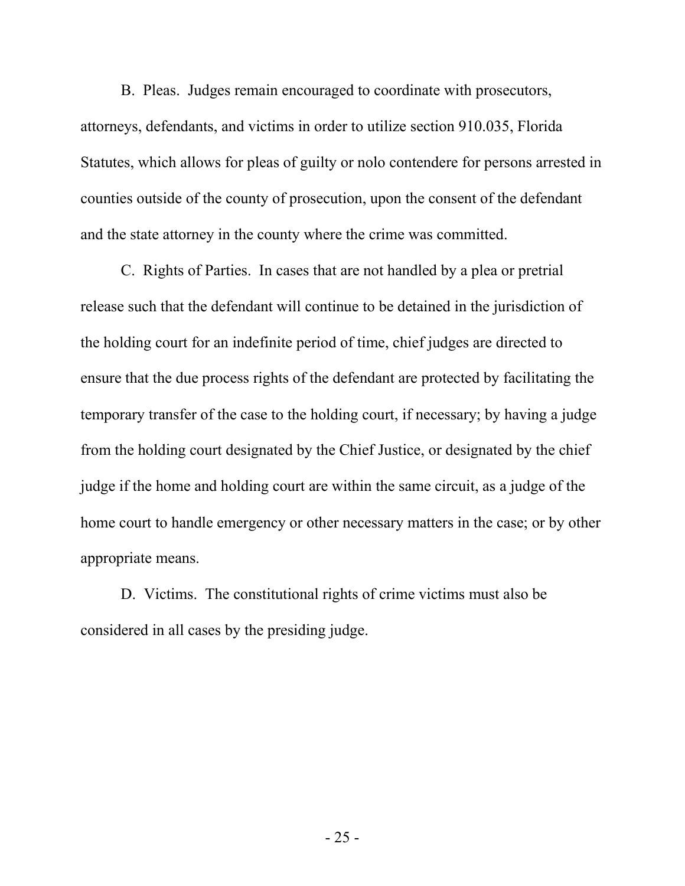B. Pleas. Judges remain encouraged to coordinate with prosecutors, attorneys, defendants, and victims in order to utilize section 910.035, Florida Statutes, which allows for pleas of guilty or nolo contendere for persons arrested in counties outside of the county of prosecution, upon the consent of the defendant and the state attorney in the county where the crime was committed.

C. Rights of Parties. In cases that are not handled by a plea or pretrial release such that the defendant will continue to be detained in the jurisdiction of the holding court for an indefinite period of time, chief judges are directed to ensure that the due process rights of the defendant are protected by facilitating the temporary transfer of the case to the holding court, if necessary; by having a judge from the holding court designated by the Chief Justice, or designated by the chief judge if the home and holding court are within the same circuit, as a judge of the home court to handle emergency or other necessary matters in the case; or by other appropriate means.

D. Victims. The constitutional rights of crime victims must also be considered in all cases by the presiding judge.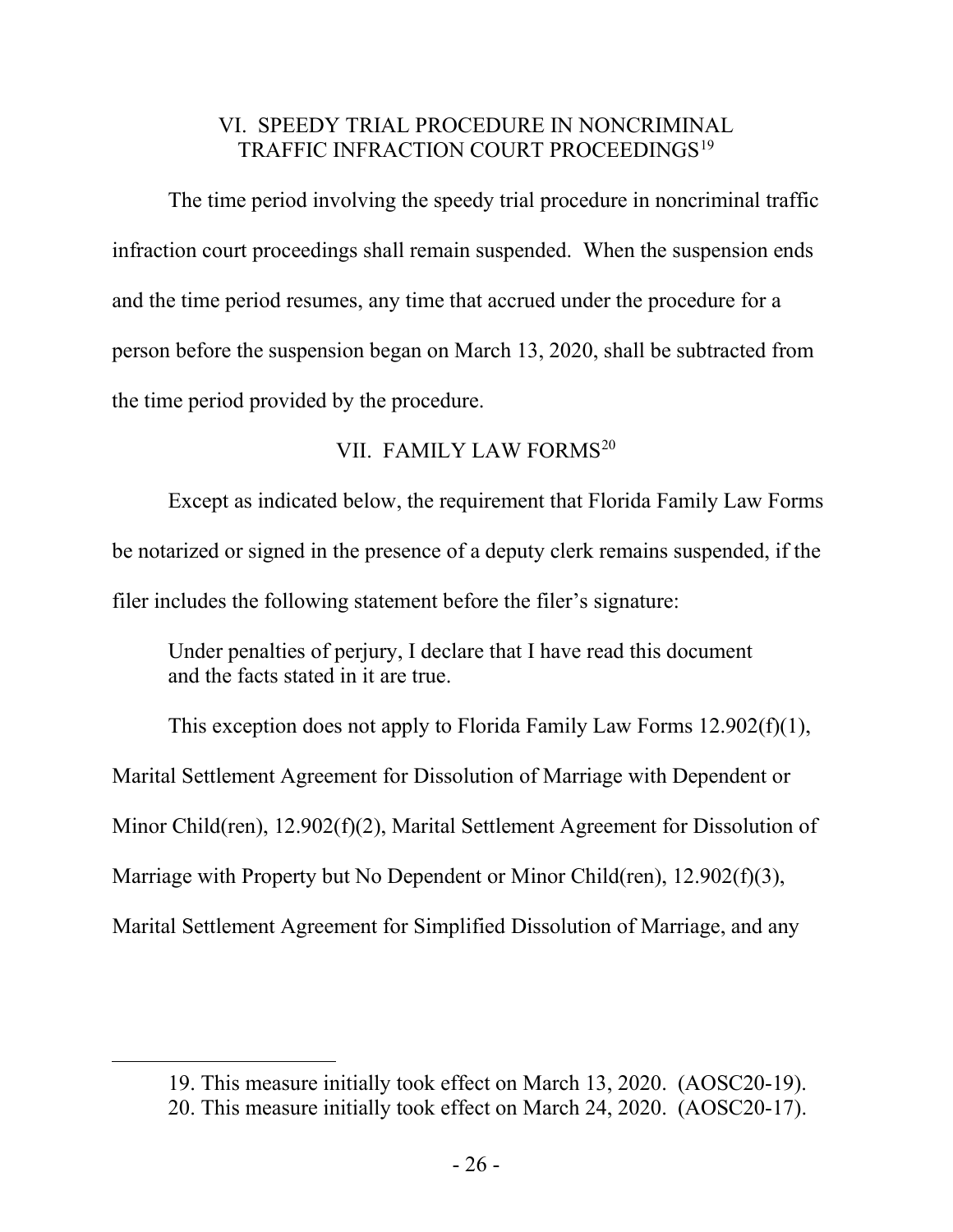## VI. SPEEDY TRIAL PROCEDURE IN NONCRIMINAL TRAFFIC INFRACTION COURT PROCEEDINGS[19]

The time period involving the speedy trial procedure in noncriminal traffic infraction court proceedings shall remain suspended. When the suspension ends and the time period resumes, any time that accrued under the procedure for a person before the suspension began on March 13, 2020, shall be subtracted from the time period provided by the procedure.

## VII. FAMILY LAW FORMS[20]

Except as indicated below, the requirement that Florida Family Law Forms be notarized or signed in the presence of a deputy clerk remains suspended, if the filer includes the following statement before the filer's signature:

> Under penalties of perjury, I declare that I have read this document and the facts stated in it are true.

This exception does not apply to Florida Family Law Forms 12.902(f)(1), Marital Settlement Agreement for Dissolution of Marriage with Dependent or Minor Child(ren), 12.902(f)(2), Marital Settlement Agreement for Dissolution of Marriage with Property but No Dependent or Minor Child(ren), 12.902(f)(3), Marital Settlement Agreement for Simplified Dissolution of Marriage, and any

---

19. This measure initially took effect on March 13, 2020. (AOSC20-19).
20. This measure initially took effect on March 24, 2020. (AOSC20-17).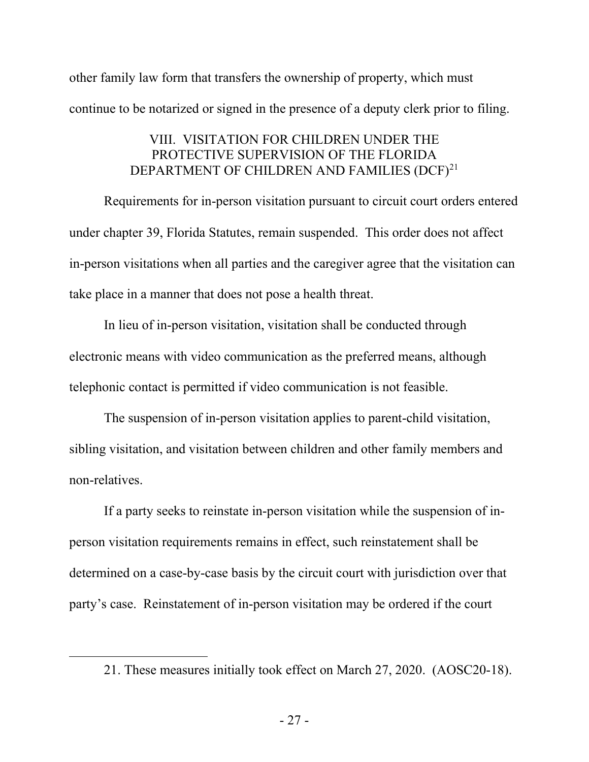other family law form that transfers the ownership of property, which must continue to be notarized or signed in the presence of a deputy clerk prior to filing.

## VIII. VISITATION FOR CHILDREN UNDER THE PROTECTIVE SUPERVISION OF THE FLORIDA DEPARTMENT OF CHILDREN AND FAMILIES (DCF)[21]

Requirements for in-person visitation pursuant to circuit court orders entered under chapter 39, Florida Statutes, remain suspended. This order does not affect in-person visitations when all parties and the caregiver agree that the visitation can take place in a manner that does not pose a health threat.

In lieu of in-person visitation, visitation shall be conducted through electronic means with video communication as the preferred means, although telephonic contact is permitted if video communication is not feasible.

The suspension of in-person visitation applies to parent-child visitation, sibling visitation, and visitation between children and other family members and non-relatives.

If a party seeks to reinstate in-person visitation while the suspension of in-person visitation requirements remains in effect, such reinstatement shall be determined on a case-by-case basis by the circuit court with jurisdiction over that party's case. Reinstatement of in-person visitation may be ordered if the court

---

21. These measures initially took effect on March 27, 2020. (AOSC20-18).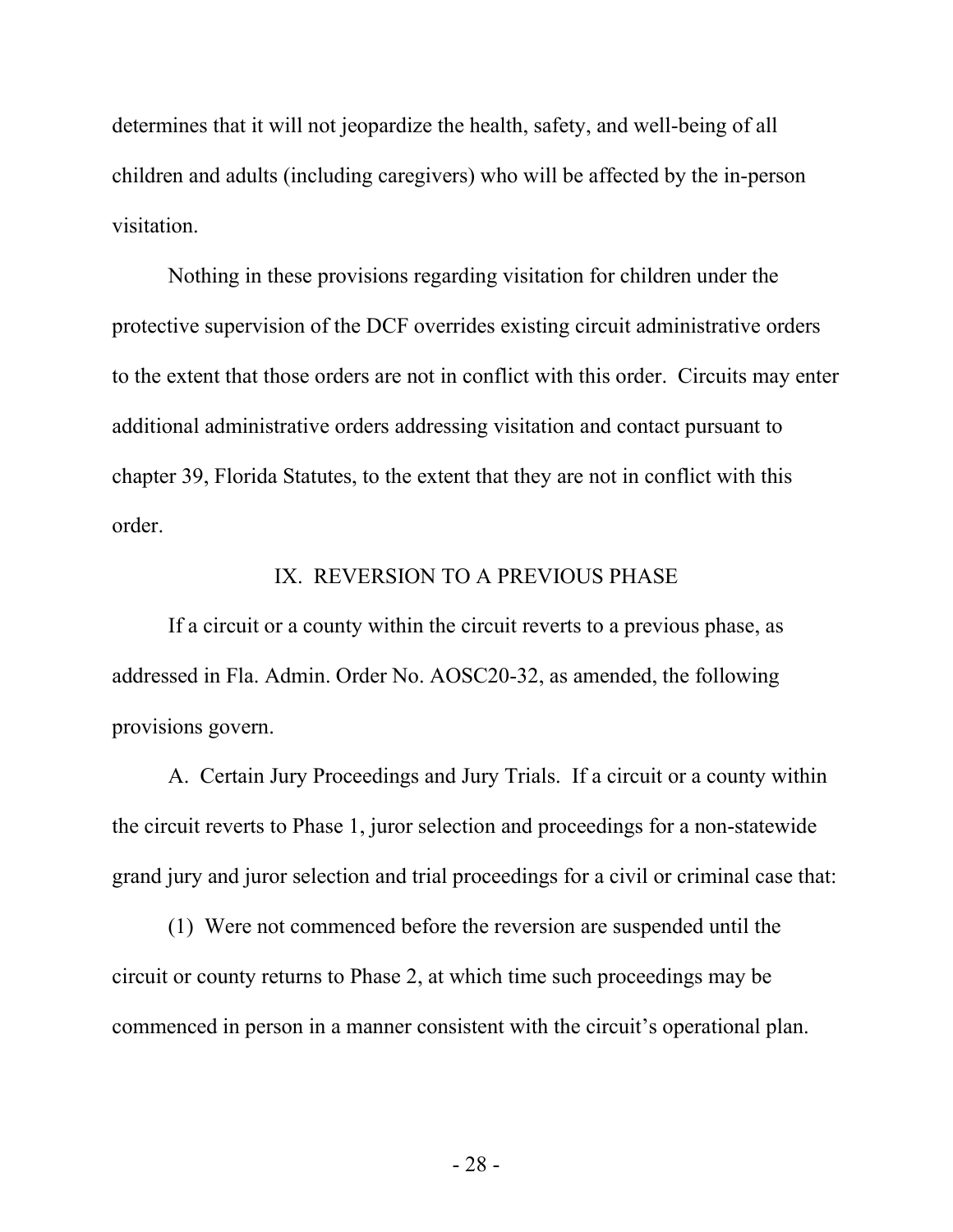determines that it will not jeopardize the health, safety, and well-being of all children and adults (including caregivers) who will be affected by the in-person visitation.

Nothing in these provisions regarding visitation for children under the protective supervision of the DCF overrides existing circuit administrative orders to the extent that those orders are not in conflict with this order. Circuits may enter additional administrative orders addressing visitation and contact pursuant to chapter 39, Florida Statutes, to the extent that they are not in conflict with this order.

## IX. REVERSION TO A PREVIOUS PHASE

If a circuit or a county within the circuit reverts to a previous phase, as addressed in Fla. Admin. Order No. AOSC20-32, as amended, the following provisions govern.

A. Certain Jury Proceedings and Jury Trials. If a circuit or a county within the circuit reverts to Phase 1, juror selection and proceedings for a non-statewide grand jury and juror selection and trial proceedings for a civil or criminal case that:

(1) Were not commenced before the reversion are suspended until the circuit or county returns to Phase 2, at which time such proceedings may be commenced in person in a manner consistent with the circuit's operational plan.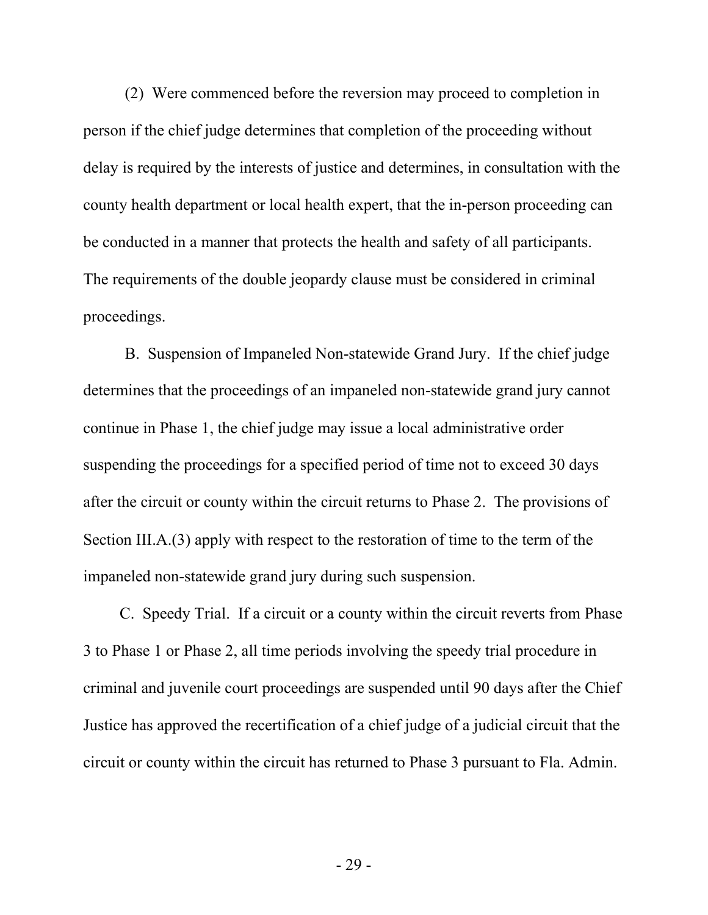(2) Were commenced before the reversion may proceed to completion in person if the chief judge determines that completion of the proceeding without delay is required by the interests of justice and determines, in consultation with the county health department or local health expert, that the in-person proceeding can be conducted in a manner that protects the health and safety of all participants. The requirements of the double jeopardy clause must be considered in criminal proceedings.

B. Suspension of Impaneled Non-statewide Grand Jury. If the chief judge determines that the proceedings of an impaneled non-statewide grand jury cannot continue in Phase 1, the chief judge may issue a local administrative order suspending the proceedings for a specified period of time not to exceed 30 days after the circuit or county within the circuit returns to Phase 2. The provisions of Section III.A.(3) apply with respect to the restoration of time to the term of the impaneled non-statewide grand jury during such suspension.

C. Speedy Trial. If a circuit or a county within the circuit reverts from Phase 3 to Phase 1 or Phase 2, all time periods involving the speedy trial procedure in criminal and juvenile court proceedings are suspended until 90 days after the Chief Justice has approved the recertification of a chief judge of a judicial circuit that the circuit or county within the circuit has returned to Phase 3 pursuant to Fla. Admin.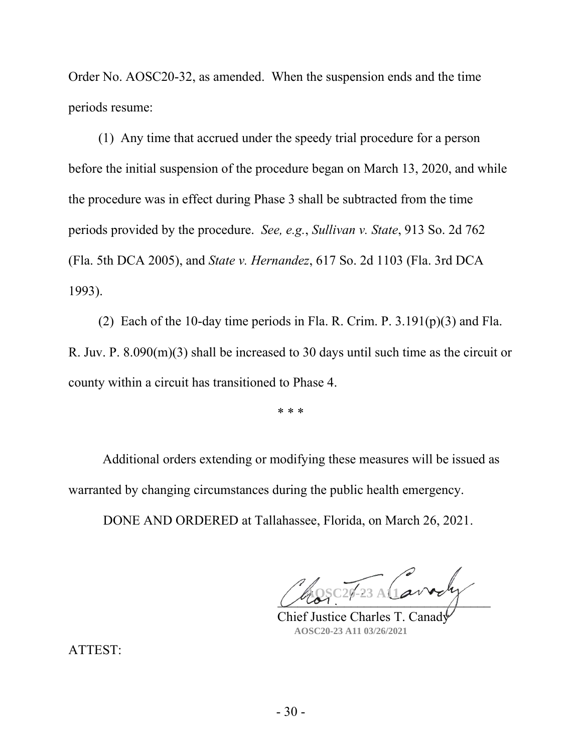Order No. AOSC20-32, as amended. When the suspension ends and the time periods resume:

(1) Any time that accrued under the speedy trial procedure for a person before the initial suspension of the procedure began on March 13, 2020, and while the procedure was in effect during Phase 3 shall be subtracted from the time periods provided by the procedure. *See, e.g.*, *Sullivan v. State*, 913 So. 2d 762 (Fla. 5th DCA 2005), and *State v. Hernandez*, 617 So. 2d 1103 (Fla. 3rd DCA 1993).

(2) Each of the 10-day time periods in Fla. R. Crim. P. 3.191(p)(3) and Fla. R. Juv. P. 8.090(m)(3) shall be increased to 30 days until such time as the circuit or county within a circuit has transitioned to Phase 4.

\* \* \*

Additional orders extending or modifying these measures will be issued as warranted by changing circumstances during the public health emergency.

DONE AND ORDERED at Tallahassee, Florida, on March 26, 2021.

AOSC20-23 A11

Chief Justice Charles T. Canady

AOSC20-23 A11 03/26/2021

ATTEST: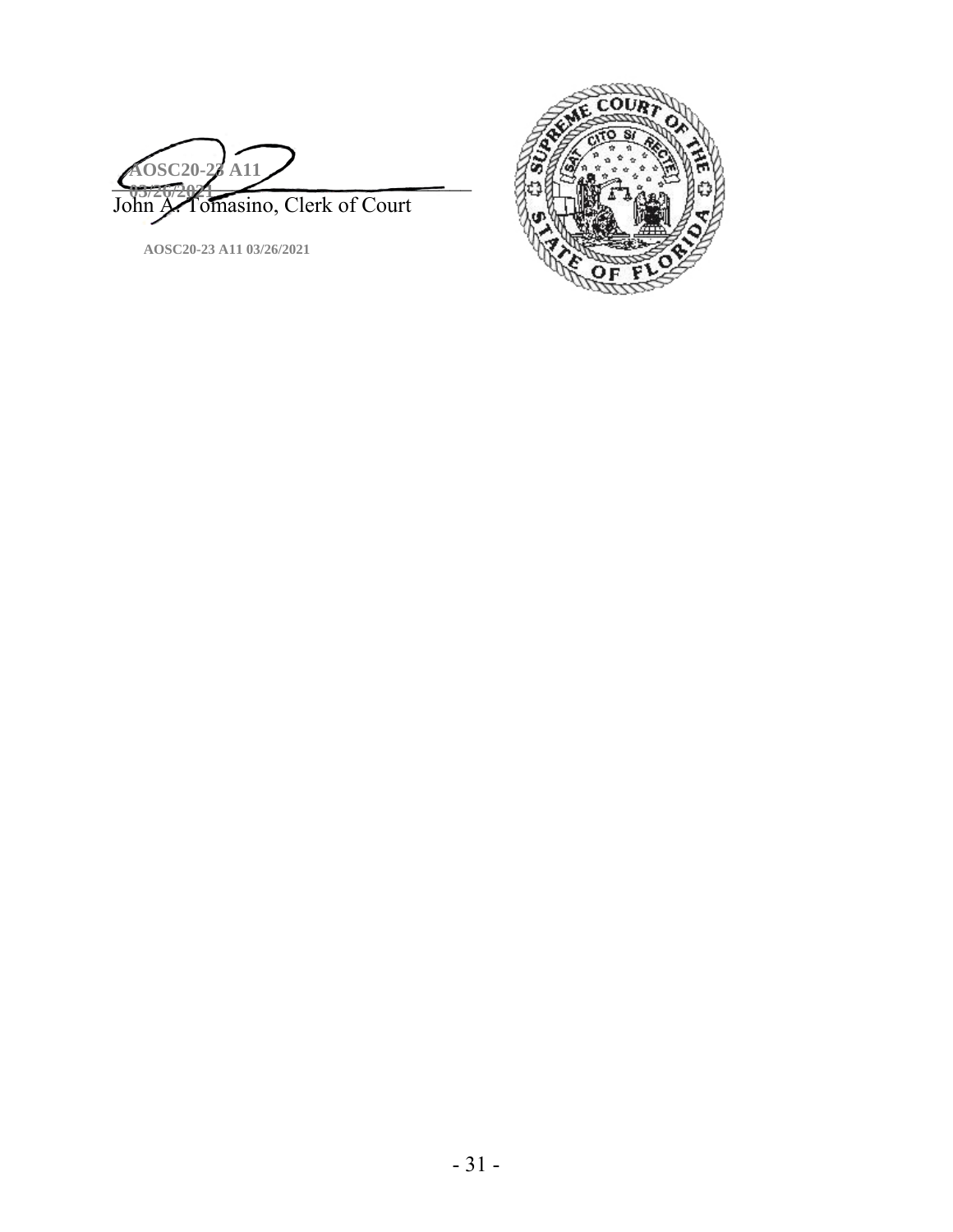AOSC20-23 A11
03/26/2021

John A. Tomasino, Clerk of Court

AOSC20-23 A11 03/26/2021